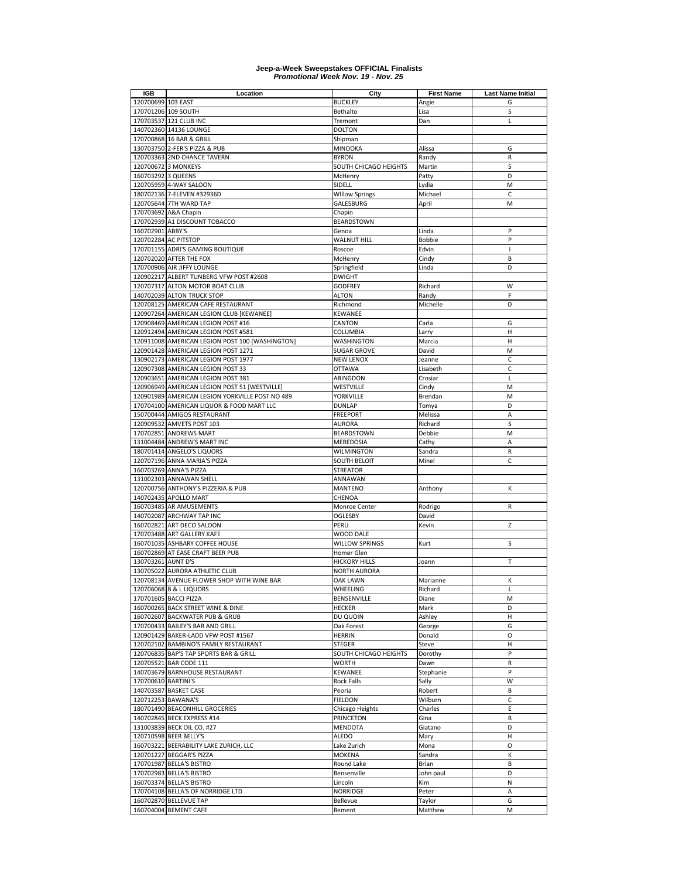**Jeep-a-Week Sweepstakes OFFICIAL Finalists**
*Promotional Week Nov. 19 - Nov. 25*

| IGB | Location | City | First Name | Last Name Initial |
|---|---|---|---|---|
| 120700699 | 103 EAST | BUCKLEY | Angie | G |
| 170701206 | 109 SOUTH | Bethalto | Lisa | S |
| 170703537 | 121 CLUB INC | Tremont | Dan | L |
| 140702360 | 14136 LOUNGE | DOLTON | | |
| 170700868 | 16 BAR & GRILL | Shipman | | |
| 130703750 | 2-FER'S PIZZA & PUB | MINOOKA | Alissa | G |
| 120703363 | 2ND CHANCE TAVERN | BYRON | Randy | R |
| 120700672 | 3 MONKEYS | SOUTH CHICAGO HEIGHTS | Martin | S |
| 160703292 | 3 QUEENS | McHenry | Patty | D |
| 120705959 | 4-WAY SALOON | SIDELL | Lydia | M |
| 180702136 | 7-ELEVEN #32936D | WIllow Springs | Michael | C |
| 120705644 | 7TH WARD TAP | GALESBURG | April | M |
| 170703692 | A&A Chapin | Chapin | | |
| 170702939 | A1 DISCOUNT TOBACCO | BEARDSTOWN | | |
| 160702901 | ABBY'S | Genoa | Linda | P |
| 120702284 | AC PITSTOP | WALNUT HILL | Bobbie | P |
| 170701155 | ADRI'S GAMING BOUTIQUE | Roscoe | Edvin | I |
| 120702020 | AFTER THE FOX | McHenry | Cindy | B |
| 170700906 | AIR JIFFY LOUNGE | Springfield | Linda | D |
| 120902217 | ALBERT TUNBERG VFW POST #2608 | DWIGHT | | |
| 120707317 | ALTON MOTOR BOAT CLUB | GODFREY | Richard | W |
| 140702039 | ALTON TRUCK STOP | ALTON | Randy | F |
| 120708125 | AMERICAN CAFE RESTAURANT | Richmond | Michelle | D |
| 120907264 | AMERICAN LEGION CLUB [KEWANEE] | KEWANEE | | |
| 120908469 | AMERICAN LEGION POST #16 | CANTON | Carla | G |
| 120912494 | AMERICAN LEGION POST #581 | COLUMBIA | Larry | H |
| 120911008 | AMERICAN LEGION POST 100 [WASHINGTON] | WASHINGTON | Marcia | H |
| 120901428 | AMERICAN LEGION POST 1271 | SUGAR GROVE | David | M |
| 130902173 | AMERICAN LEGION POST 1977 | NEW LENOX | Jeanne | C |
| 120907308 | AMERICAN LEGION POST 33 | OTTAWA | Lisabeth | C |
| 120903651 | AMERICAN LEGION POST 381 | ABINGDON | Crosiar | L |
| 120906949 | AMERICAN LEGION POST 51 [WESTVILLE] | WESTVILLE | Cindy | M |
| 120901989 | AMERICAN LEGION YORKVILLE POST NO 489 | YORKVILLE | Brendan | M |
| 170704100 | AMERICAN LIQUOR & FOOD MART LLC | DUNLAP | Tomya | D |
| 150700444 | AMIGOS RESTAURANT | FREEPORT | Melissa | A |
| 120909532 | AMVETS POST 103 | AURORA | Richard | S |
| 170702851 | ANDREWS MART | BEARDSTOWN | Debbie | M |
| 131004484 | ANDREW'S MART INC | MEREDOSIA | Cathy | A |
| 180701414 | ANGELO'S LIQUORS | WILMINGTON | Sandra | R |
| 120707196 | ANNA MARIA'S PIZZA | SOUTH BELOIT | Minel | C |
| 160703269 | ANNA'S PIZZA | STREATOR | | |
| 131002303 | ANNAWAN SHELL | ANNAWAN | | |
| 120700756 | ANTHONY'S PIZZERIA & PUB | MANTENO | Anthony | K |
| 140702435 | APOLLO MART | CHENOA | | |
| 160703485 | AR AMUSEMENTS | Monroe Center | Rodrigo | R |
| 140702087 | ARCHWAY TAP INC | OGLESBY | David | |
| 160702821 | ART DECO SALOON | PERU | Kevin | Z |
| 170703488 | ART GALLERY KAFE | WOOD DALE | | |
| 160701035 | ASHBARY COFFEE HOUSE | WILLOW SPRINGS | Kurt | S |
| 160702869 | AT EASE CRAFT BEER PUB | Homer Glen | | |
| 130703261 | AUNT D'S | HICKORY HILLS | Joann | T |
| 130705022 | AURORA ATHLETIC CLUB | NORTH AURORA | | |
| 120708134 | AVENUE FLOWER SHOP WITH WINE BAR | OAK LAWN | Marianne | K |
| 120706068 | B & L LIQUORS | WHEELING | Richard | L |
| 170701605 | BACCI PIZZA | BENSENVILLE | Diane | M |
| 160700265 | BACK STREET WINE & DINE | HECKER | Mark | D |
| 160702607 | BACKWATER PUB & GRUB | DU QUOIN | Ashley | H |
| 170700433 | BAILEY'S BAR AND GRILL | Oak Forest | George | G |
| 120901429 | BAKER-LADD VFW POST #1567 | HERRIN | Donald | O |
| 120702102 | BAMBINO'S FAMILY RESTAURANT | STEGER | Steve | H |
| 120706835 | BAP'S TAP SPORTS BAR & GRILL | SOUTH CHICAGO HEIGHTS | Dorothy | P |
| 120705521 | BAR CODE 111 | WORTH | Dawn | R |
| 140703679 | BARNHOUSE RESTAURANT | KEWANEE | Stephanie | P |
| 170700610 | BARTINI'S | Rock Falls | Sally | W |
| 140703587 | BASKET CASE | Peoria | Robert | B |
| 120712253 | BAWANA'S | FIELDON | Wilburn | C |
| 180701490 | BEACONHILL GROCERIES | Chicago Heights | Charles | E |
| 140702845 | BECK EXPRESS #14 | PRINCETON | Gina | B |
| 131003839 | BECK OIL CO. #27 | MENDOTA | Giatano | D |
| 120710598 | BEER BELLY'S | ALEDO | Mary | H |
| 160703221 | BEERABILITY LAKE ZURICH, LLC | Lake Zurich | Mona | O |
| 120701227 | BEGGAR'S PIZZA | MOKENA | Sandra | K |
| 170701987 | BELLA'S BISTRO | Round Lake | Brian | B |
| 170702983 | BELLA'S BISTRO | Bensenville | John paul | D |
| 160703374 | BELLA'S BISTRO | Lincoln | Kim | N |
| 170704108 | BELLA'S OF NORRIDGE LTD | NORRIDGE | Peter | A |
| 160702870 | BELLEVUE TAP | Bellevue | Taylor | G |
| 160704004 | BEMENT CAFE | Bement | Matthew | M |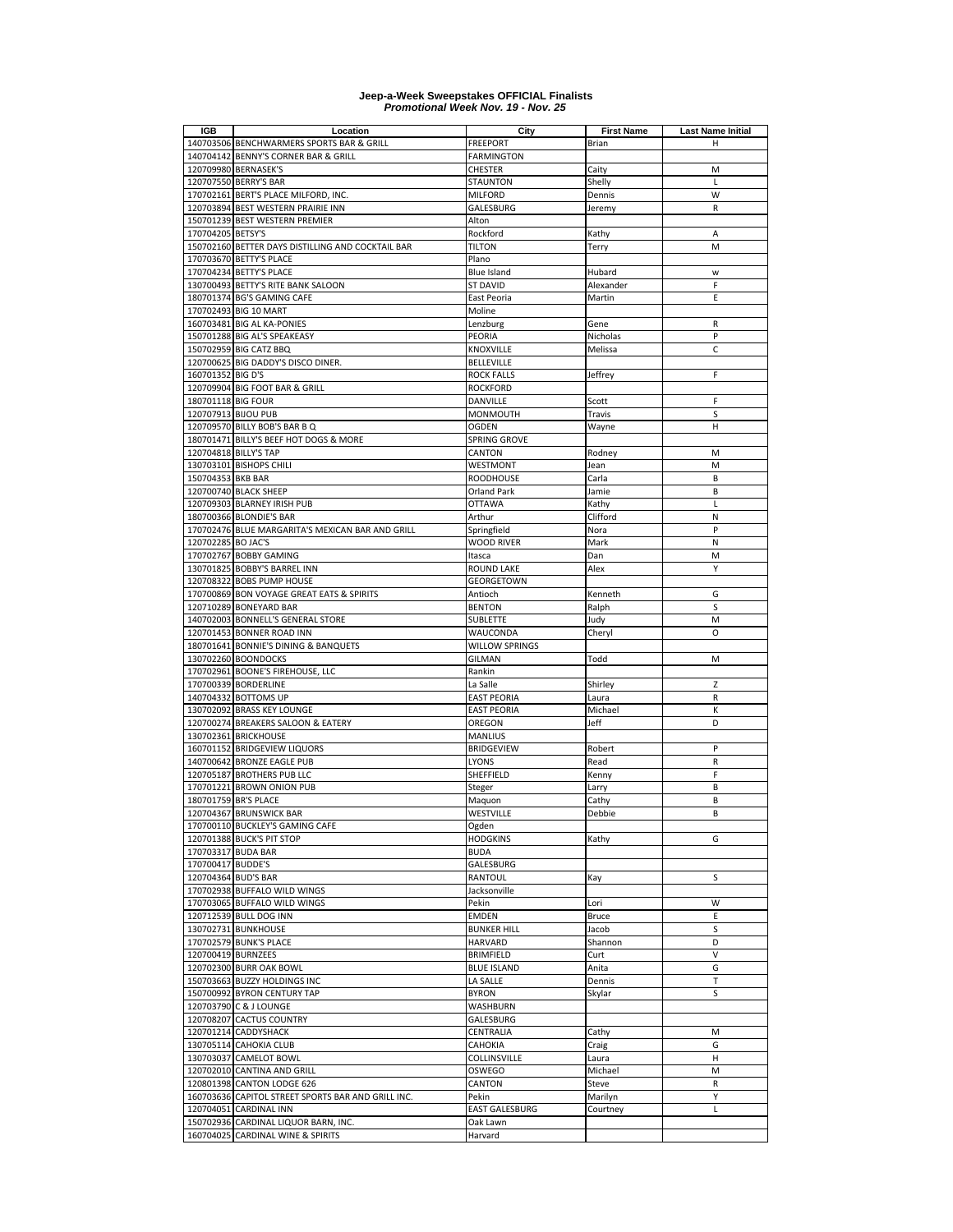**Jeep-a-Week Sweepstakes OFFICIAL Finalists**
***Promotional Week Nov. 19 - Nov. 25***

| IGB | Location | City | First Name | Last Name Initial |
|---|---|---|---|---|
| 140703506 | BENCHWARMERS SPORTS BAR & GRILL | FREEPORT | Brian | H |
| 140704142 | BENNY'S CORNER BAR & GRILL | FARMINGTON | | |
| 120709980 | BERNASEK'S | CHESTER | Caity | M |
| 120707550 | BERRY'S BAR | STAUNTON | Shelly | L |
| 170702161 | BERT'S PLACE MILFORD, INC. | MILFORD | Dennis | W |
| 120703894 | BEST WESTERN PRAIRIE INN | GALESBURG | Jeremy | R |
| 150701239 | BEST WESTERN PREMIER | Alton | | |
| 170704205 | BETSY'S | Rockford | Kathy | A |
| 150702160 | BETTER DAYS DISTILLING AND COCKTAIL BAR | TILTON | Terry | M |
| 170703670 | BETTY'S PLACE | Plano | | |
| 170704234 | BETTY'S PLACE | Blue Island | Hubard | w |
| 130700493 | BETTY'S RITE BANK SALOON | ST DAVID | Alexander | F |
| 180701374 | BG'S GAMING CAFE | East Peoria | Martin | E |
| 170702493 | BIG 10 MART | Moline | | |
| 160703481 | BIG AL KA-PONIES | Lenzburg | Gene | R |
| 150701288 | BIG AL'S SPEAKEASY | PEORIA | Nicholas | P |
| 150702959 | BIG CATZ BBQ | KNOXVILLE | Melissa | C |
| 120700625 | BIG DADDY'S DISCO DINER. | BELLEVILLE | | |
| 160701352 | BIG D'S | ROCK FALLS | Jeffrey | F |
| 120709904 | BIG FOOT BAR & GRILL | ROCKFORD | | |
| 180701118 | BIG FOUR | DANVILLE | Scott | F |
| 120707913 | BIJOU PUB | MONMOUTH | Travis | S |
| 120709570 | BILLY BOB'S BAR B Q | OGDEN | Wayne | H |
| 180701471 | BILLY'S BEEF HOT DOGS & MORE | SPRING GROVE | | |
| 120704818 | BILLY'S TAP | CANTON | Rodney | M |
| 130703101 | BISHOPS CHILI | WESTMONT | Jean | M |
| 150704353 | BKB BAR | ROODHOUSE | Carla | B |
| 120700740 | BLACK SHEEP | Orland Park | Jamie | B |
| 120709303 | BLARNEY IRISH PUB | OTTAWA | Kathy | L |
| 180700366 | BLONDIE'S BAR | Arthur | Clifford | N |
| 170702476 | BLUE MARGARITA'S MEXICAN BAR AND GRILL | Springfield | Nora | P |
| 120702285 | BO JAC'S | WOOD RIVER | Mark | N |
| 170702767 | BOBBY GAMING | Itasca | Dan | M |
| 130701825 | BOBBY'S BARREL INN | ROUND LAKE | Alex | Y |
| 120708322 | BOBS PUMP HOUSE | GEORGETOWN | | |
| 170700869 | BON VOYAGE GREAT EATS & SPIRITS | Antioch | Kenneth | G |
| 120710289 | BONEYARD BAR | BENTON | Ralph | S |
| 140702003 | BONNELL'S GENERAL STORE | SUBLETTE | Judy | M |
| 120701453 | BONNER ROAD INN | WAUCONDA | Cheryl | O |
| 180701641 | BONNIE'S DINING & BANQUETS | WILLOW SPRINGS | | |
| 130702260 | BOONDOCKS | GILMAN | Todd | M |
| 170702961 | BOONE'S FIREHOUSE, LLC | Rankin | | |
| 170700339 | BORDERLINE | La Salle | Shirley | Z |
| 140704332 | BOTTOMS UP | EAST PEORIA | Laura | R |
| 130702092 | BRASS KEY LOUNGE | EAST PEORIA | Michael | K |
| 120700274 | BREAKERS SALOON & EATERY | OREGON | Jeff | D |
| 130702361 | BRICKHOUSE | MANLIUS | | |
| 160701152 | BRIDGEVIEW LIQUORS | BRIDGEVIEW | Robert | P |
| 140700642 | BRONZE EAGLE PUB | LYONS | Read | R |
| 120705187 | BROTHERS PUB LLC | SHEFFIELD | Kenny | F |
| 170701221 | BROWN ONION PUB | Steger | Larry | B |
| 180701759 | BR'S PLACE | Maquon | Cathy | B |
| 120704367 | BRUNSWICK BAR | WESTVILLE | Debbie | B |
| 170700110 | BUCKLEY'S GAMING CAFE | Ogden | | |
| 120701388 | BUCK'S PIT STOP | HODGKINS | Kathy | G |
| 170703317 | BUDA BAR | BUDA | | |
| 170700417 | BUDDE'S | GALESBURG | | |
| 120704364 | BUD'S BAR | RANTOUL | Kay | S |
| 170702938 | BUFFALO WILD WINGS | Jacksonville | | |
| 170703065 | BUFFALO WILD WINGS | Pekin | Lori | W |
| 120712539 | BULL DOG INN | EMDEN | Bruce | E |
| 130702731 | BUNKHOUSE | BUNKER HILL | Jacob | S |
| 170702579 | BUNK'S PLACE | HARVARD | Shannon | D |
| 120700419 | BURNZEES | BRIMFIELD | Curt | V |
| 120702300 | BURR OAK BOWL | BLUE ISLAND | Anita | G |
| 150703663 | BUZZY HOLDINGS INC | LA SALLE | Dennis | T |
| 150700992 | BYRON CENTURY TAP | BYRON | Skylar | S |
| 120703790 | C & J LOUNGE | WASHBURN | | |
| 120708207 | CACTUS COUNTRY | GALESBURG | | |
| 120701214 | CADDYSHACK | CENTRALIA | Cathy | M |
| 130705114 | CAHOKIA CLUB | CAHOKIA | Craig | G |
| 130703037 | CAMELOT BOWL | COLLINSVILLE | Laura | H |
| 120702010 | CANTINA AND GRILL | OSWEGO | Michael | M |
| 120801398 | CANTON LODGE 626 | CANTON | Steve | R |
| 160703636 | CAPITOL STREET SPORTS BAR AND GRILL INC. | Pekin | Marilyn | Y |
| 120704051 | CARDINAL INN | EAST GALESBURG | Courtney | L |
| 150702936 | CARDINAL LIQUOR BARN, INC. | Oak Lawn | | |
| 160704025 | CARDINAL WINE & SPIRITS | Harvard | | |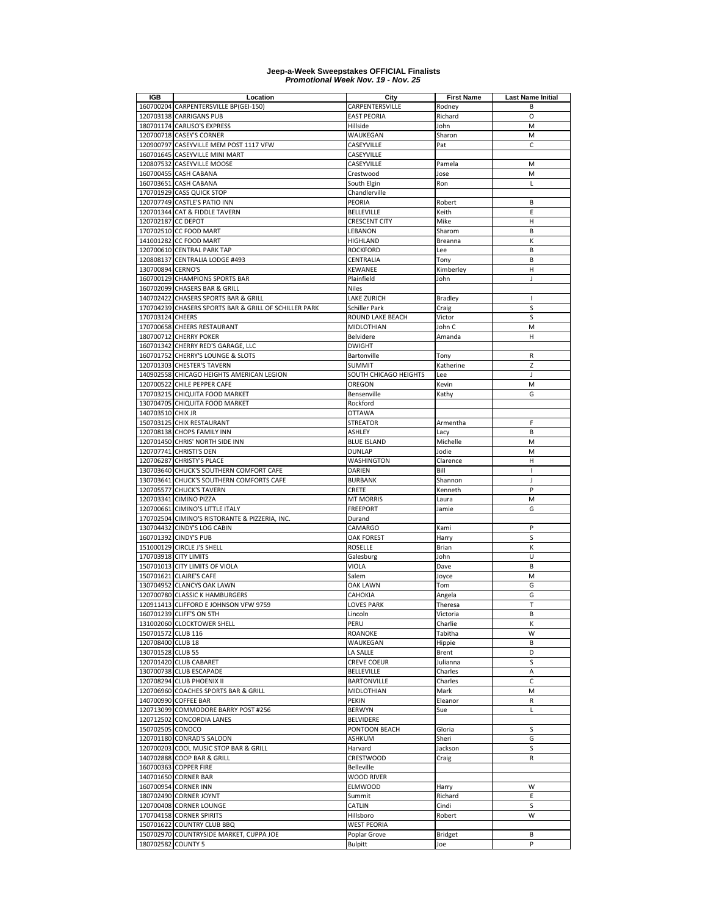**Jeep-a-Week Sweepstakes OFFICIAL Finalists**
***Promotional Week Nov. 19 - Nov. 25***

| IGB | Location | City | First Name | Last Name Initial |
|---|---|---|---|---|
| 160700204 | CARPENTERSVILLE BP(GEI-150) | CARPENTERSVILLE | Rodney | B |
| 120703138 | CARRIGANS PUB | EAST PEORIA | Richard | O |
| 180701174 | CARUSO'S EXPRESS | Hillside | John | M |
| 120700718 | CASEY'S CORNER | WAUKEGAN | Sharon | M |
| 120900797 | CASEYVILLE MEM POST 1117 VFW | CASEYVILLE | Pat | C |
| 160701645 | CASEYVILLE MINI MART | CASEYVILLE | | |
| 120807532 | CASEYVILLE MOOSE | CASEYVILLE | Pamela | M |
| 160700455 | CASH CABANA | Crestwood | Jose | M |
| 160703651 | CASH CABANA | South Elgin | Ron | L |
| 170701929 | CASS QUICK STOP | Chandlerville | | |
| 120707749 | CASTLE'S PATIO INN | PEORIA | Robert | B |
| 120701344 | CAT & FIDDLE TAVERN | BELLEVILLE | Keith | E |
| 120702187 | CC DEPOT | CRESCENT CITY | Mike | H |
| 170702510 | CC FOOD MART | LEBANON | Sharom | B |
| 141001282 | CC FOOD MART | HIGHLAND | Breanna | K |
| 120700610 | CENTRAL PARK TAP | ROCKFORD | Lee | B |
| 120808137 | CENTRALIA LODGE #493 | CENTRALIA | Tony | B |
| 130700894 | CERNO'S | KEWANEE | Kimberley | H |
| 160700129 | CHAMPIONS SPORTS BAR | Plainfield | John | J |
| 160702099 | CHASERS BAR & GRILL | Niles | | |
| 140702422 | CHASERS SPORTS BAR & GRILL | LAKE ZURICH | Bradley | I |
| 170704239 | CHASERS SPORTS BAR & GRILL OF SCHILLER PARK | Schiller Park | Craig | S |
| 170703124 | CHEERS | ROUND LAKE BEACH | Victor | S |
| 170700658 | CHEERS RESTAURANT | MIDLOTHIAN | John C | M |
| 180700712 | CHERRY POKER | Belvidere | Amanda | H |
| 160701342 | CHERRY RED'S GARAGE, LLC | DWIGHT | | |
| 160701752 | CHERRY'S LOUNGE & SLOTS | Bartonville | Tony | R |
| 120701303 | CHESTER'S TAVERN | SUMMIT | Katherine | Z |
| 140902558 | CHICAGO HEIGHTS AMERICAN LEGION | SOUTH CHICAGO HEIGHTS | Lee | J |
| 120700522 | CHILE PEPPER CAFE | OREGON | Kevin | M |
| 170703215 | CHIQUITA FOOD MARKET | Bensenville | Kathy | G |
| 130704705 | CHIQUITA FOOD MARKET | Rockford | | |
| 140703510 | CHIX JR | OTTAWA | | |
| 150703125 | CHIX RESTAURANT | STREATOR | Armentha | F |
| 120708138 | CHOPS FAMILY INN | ASHLEY | Lacy | B |
| 120701450 | CHRIS' NORTH SIDE INN | BLUE ISLAND | Michelle | M |
| 120707741 | CHRISTI'S DEN | DUNLAP | Jodie | M |
| 120706287 | CHRISTY'S PLACE | WASHINGTON | Clarence | H |
| 130703640 | CHUCK'S SOUTHERN COMFORT CAFE | DARIEN | Bill | I |
| 130703641 | CHUCK'S SOUTHERN COMFORTS CAFE | BURBANK | Shannon | J |
| 120705577 | CHUCK'S TAVERN | CRETE | Kenneth | P |
| 120703341 | CIMINO PIZZA | MT MORRIS | Laura | M |
| 120700661 | CIMINO'S LITTLE ITALY | FREEPORT | Jamie | G |
| 170702504 | CIMINO'S RISTORANTE & PIZZERIA, INC. | Durand | | |
| 130704432 | CINDY'S LOG CABIN | CAMARGO | Kami | P |
| 160701392 | CINDY'S PUB | OAK FOREST | Harry | S |
| 151000129 | CIRCLE J'S SHELL | ROSELLE | Brian | K |
| 170703918 | CITY LIMITS | Galesburg | John | U |
| 150701013 | CITY LIMITS OF VIOLA | VIOLA | Dave | B |
| 150701621 | CLAIRE'S CAFE | Salem | Joyce | M |
| 130704952 | CLANCYS OAK LAWN | OAK LAWN | Tom | G |
| 120700780 | CLASSIC K HAMBURGERS | CAHOKIA | Angela | G |
| 120911413 | CLIFFORD E JOHNSON VFW 9759 | LOVES PARK | Theresa | T |
| 160701239 | CLIFF'S ON 5TH | Lincoln | Victoria | B |
| 131002060 | CLOCKTOWER SHELL | PERU | Charlie | K |
| 150701572 | CLUB 116 | ROANOKE | Tabitha | W |
| 120708400 | CLUB 18 | WAUKEGAN | Hippie | B |
| 130701528 | CLUB 55 | LA SALLE | Brent | D |
| 120701420 | CLUB CABARET | CREVE COEUR | Julianna | S |
| 130700738 | CLUB ESCAPADE | BELLEVILLE | Charles | A |
| 120708294 | CLUB PHOENIX II | BARTONVILLE | Charles | C |
| 120706960 | COACHES SPORTS BAR & GRILL | MIDLOTHIAN | Mark | M |
| 140700990 | COFFEE BAR | PEKIN | Eleanor | R |
| 120713099 | COMMODORE BARRY POST #256 | BERWYN | Sue | L |
| 120712502 | CONCORDIA LANES | BELVIDERE | | |
| 150702505 | CONOCO | PONTOON BEACH | Gloria | S |
| 120701180 | CONRAD'S SALOON | ASHKUM | Sheri | G |
| 120700203 | COOL MUSIC STOP BAR & GRILL | Harvard | Jackson | S |
| 140702888 | COOP BAR & GRILL | CRESTWOOD | Craig | R |
| 160700363 | COPPER FIRE | Belleville | | |
| 140701650 | CORNER BAR | WOOD RIVER | | |
| 160700954 | CORNER INN | ELMWOOD | Harry | W |
| 180702490 | CORNER JOYNT | Summit | Richard | E |
| 120700408 | CORNER LOUNGE | CATLIN | Cindi | S |
| 170704158 | CORNER SPIRITS | Hillsboro | Robert | W |
| 150701622 | COUNTRY CLUB BBQ | WEST PEORIA | | |
| 150702970 | COUNTRYSIDE MARKET, CUPPA JOE | Poplar Grove | Bridget | B |
| 180702582 | COUNTY 5 | Bulpitt | Joe | P |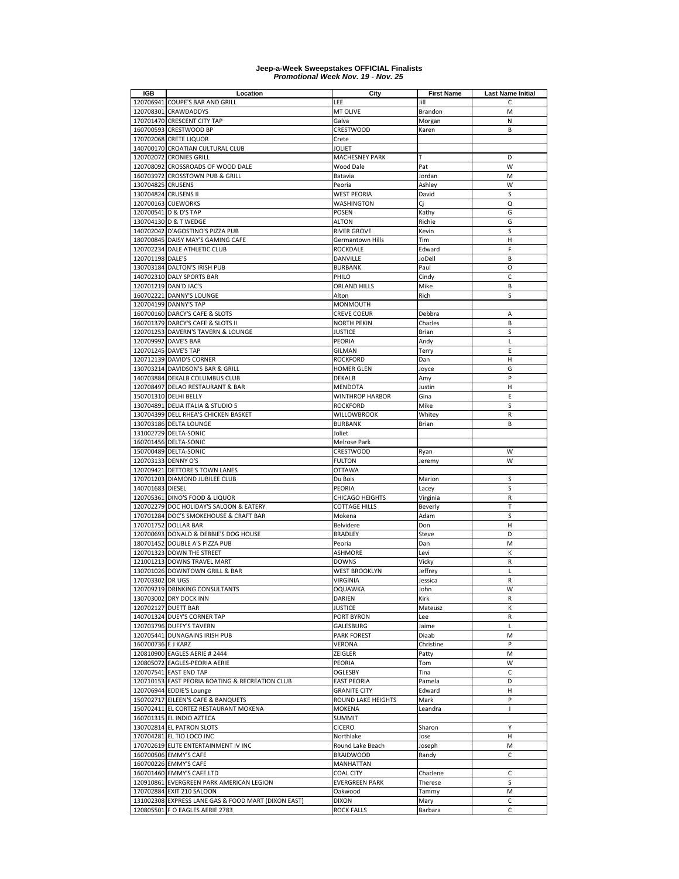**Jeep-a-Week Sweepstakes OFFICIAL Finalists**
***Promotional Week Nov. 19 - Nov. 25***

| IGB | Location | City | First Name | Last Name Initial |
|---|---|---|---|---|
| 120706941 | COUPE'S BAR AND GRILL | LEE | Jill | C |
| 120708301 | CRAWDADDYS | MT OLIVE | Brandon | M |
| 170701470 | CRESCENT CITY TAP | Galva | Morgan | N |
| 160700593 | CRESTWOOD BP | CRESTWOOD | Karen | B |
| 170702068 | CRETE LIQUOR | Crete | | |
| 140700170 | CROATIAN CULTURAL CLUB | JOLIET | | |
| 120702072 | CRONIES GRILL | MACHESNEY PARK | T | D |
| 120708092 | CROSSROADS OF WOOD DALE | Wood Dale | Pat | W |
| 160703972 | CROSSTOWN PUB & GRILL | Batavia | Jordan | M |
| 130704825 | CRUSENS | Peoria | Ashley | W |
| 130704824 | CRUSENS II | WEST PEORIA | David | S |
| 120700163 | CUEWORKS | WASHINGTON | Cj | Q |
| 120700541 | D & D'S TAP | POSEN | Kathy | G |
| 130704130 | D & T WEDGE | ALTON | Richie | G |
| 140702042 | D'AGOSTINO'S PIZZA PUB | RIVER GROVE | Kevin | S |
| 180700845 | DAISY MAY'S GAMING CAFE | Germantown Hills | Tim | H |
| 120702234 | DALE ATHLETIC CLUB | ROCKDALE | Edward | F |
| 120701198 | DALE'S | DANVILLE | JoDell | B |
| 130703184 | DALTON'S IRISH PUB | BURBANK | Paul | O |
| 140702310 | DALY SPORTS BAR | PHILO | Cindy | C |
| 120701219 | DAN'D JAC'S | ORLAND HILLS | Mike | B |
| 160702221 | DANNY'S LOUNGE | Alton | Rich | S |
| 120704199 | DANNY'S TAP | MONMOUTH | | |
| 160700160 | DARCY'S CAFE & SLOTS | CREVE COEUR | Debbra | A |
| 160701379 | DARCY'S CAFE & SLOTS II | NORTH PEKIN | Charles | B |
| 120701253 | DAVERN'S TAVERN & LOUNGE | JUSTICE | Brian | S |
| 120709992 | DAVE'S BAR | PEORIA | Andy | L |
| 120701245 | DAVE'S TAP | GILMAN | Terry | E |
| 120712139 | DAVID'S CORNER | ROCKFORD | Dan | H |
| 130703214 | DAVIDSON'S BAR & GRILL | HOMER GLEN | Joyce | G |
| 140703884 | DEKALB COLUMBUS CLUB | DEKALB | Amy | P |
| 120708497 | DELAO RESTAURANT & BAR | MENDOTA | Justin | H |
| 150701310 | DELHI BELLY | WINTHROP HARBOR | Gina | E |
| 130704891 | DELIA ITALIA & STUDIO 5 | ROCKFORD | Mike | S |
| 130704399 | DELL RHEA'S CHICKEN BASKET | WILLOWBROOK | Whitey | R |
| 130703186 | DELTA LOUNGE | BURBANK | Brian | B |
| 131002729 | DELTA-SONIC | Joliet | | |
| 160701456 | DELTA-SONIC | Melrose Park | | |
| 150700489 | DELTA-SONIC | CRESTWOOD | Ryan | W |
| 120703133 | DENNY O'S | FULTON | Jeremy | W |
| 120709421 | DETTORE'S TOWN LANES | OTTAWA | | |
| 170701203 | DIAMOND JUBILEE CLUB | Du Bois | Marion | S |
| 140701683 | DIESEL | PEORIA | Lacey | S |
| 120705361 | DINO'S FOOD & LIQUOR | CHICAGO HEIGHTS | Virginia | R |
| 120702279 | DOC HOLIDAY'S SALOON & EATERY | COTTAGE HILLS | Beverly | T |
| 170701284 | DOC'S SMOKEHOUSE & CRAFT BAR | Mokena | Adam | S |
| 170701752 | DOLLAR BAR | Belvidere | Don | H |
| 120700693 | DONALD & DEBBIE'S DOG HOUSE | BRADLEY | Steve | D |
| 180701452 | DOUBLE A'S PIZZA PUB | Peoria | Dan | M |
| 120701323 | DOWN THE STREET | ASHMORE | Levi | K |
| 121001213 | DOWNS TRAVEL MART | DOWNS | Vicky | R |
| 130701026 | DOWNTOWN GRILL & BAR | WEST BROOKLYN | Jeffrey | L |
| 170703302 | DR UGS | VIRGINIA | Jessica | R |
| 120709219 | DRINKING CONSULTANTS | OQUAWKA | John | W |
| 130703002 | DRY DOCK INN | DARIEN | Kirk | R |
| 120702127 | DUETT BAR | JUSTICE | Mateusz | K |
| 140701324 | DUEY'S CORNER TAP | PORT BYRON | Lee | R |
| 120703796 | DUFFY'S TAVERN | GALESBURG | Jaime | L |
| 120705441 | DUNAGAINS IRISH PUB | PARK FOREST | Diaab | M |
| 160700736 | E J KARZ | VERONA | Christine | P |
| 120810900 | EAGLES AERIE # 2444 | ZEIGLER | Patty | M |
| 120805072 | EAGLES-PEORIA AERIE | PEORIA | Tom | W |
| 120707541 | EAST END TAP | OGLESBY | Tina | C |
| 120710153 | EAST PEORIA BOATING & RECREATION CLUB | EAST PEORIA | Pamela | D |
| 120706944 | EDDIE'S Lounge | GRANITE CITY | Edward | H |
| 150702717 | EILEEN'S CAFE & BANQUETS | ROUND LAKE HEIGHTS | Mark | P |
| 150702411 | EL CORTEZ RESTAURANT MOKENA | MOKENA | Leandra | I |
| 160701315 | EL INDIO AZTECA | SUMMIT | | |
| 130702814 | EL PATRON SLOTS | CICERO | Sharon | Y |
| 170704281 | EL TIO LOCO INC | Northlake | Jose | H |
| 170702619 | ELITE ENTERTAINMENT IV INC | Round Lake Beach | Joseph | M |
| 160700506 | EMMY'S CAFE | BRAIDWOOD | Randy | C |
| 160700226 | EMMY'S CAFE | MANHATTAN | | |
| 160701460 | EMMY'S CAFE LTD | COAL CITY | Charlene | C |
| 120910861 | EVERGREEN PARK AMERICAN LEGION | EVERGREEN PARK | Therese | S |
| 170702884 | EXIT 210 SALOON | Oakwood | Tammy | M |
| 131002308 | EXPRESS LANE GAS & FOOD MART (DIXON EAST) | DIXON | Mary | C |
| 120805501 | F O EAGLES AERIE 2783 | ROCK FALLS | Barbara | C |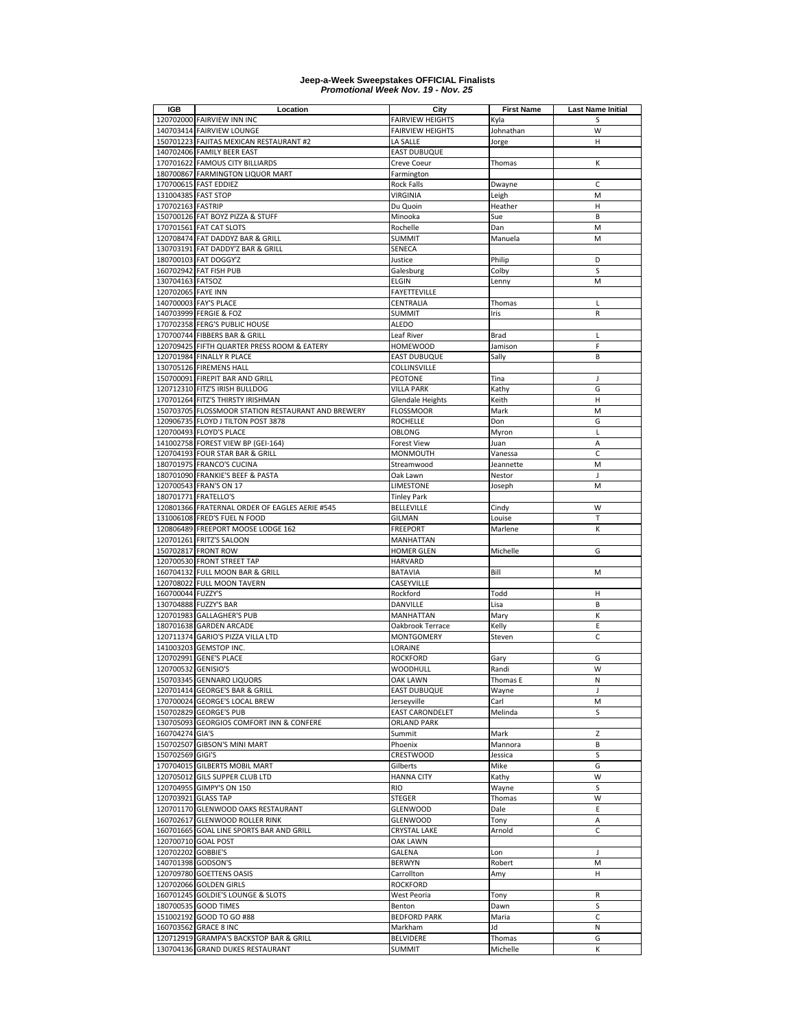**Jeep-a-Week Sweepstakes OFFICIAL Finalists**
***Promotional Week Nov. 19 - Nov. 25***

| IGB | Location | City | First Name | Last Name Initial |
|---|---|---|---|---|
| 120702000 | FAIRVIEW INN INC | FAIRVIEW HEIGHTS | Kyla | S |
| 140703414 | FAIRVIEW LOUNGE | FAIRVIEW HEIGHTS | Johnathan | W |
| 150701223 | FAJITAS MEXICAN RESTAURANT #2 | LA SALLE | Jorge | H |
| 140702406 | FAMILY BEER EAST | EAST DUBUQUE | | |
| 170701622 | FAMOUS CITY BILLIARDS | Creve Coeur | Thomas | K |
| 180700867 | FARMINGTON LIQUOR MART | Farmington | | |
| 170700615 | FAST EDDIEZ | Rock Falls | Dwayne | C |
| 131004385 | FAST STOP | VIRGINIA | Leigh | M |
| 170702163 | FASTRIP | Du Quoin | Heather | H |
| 150700126 | FAT BOYZ PIZZA & STUFF | Minooka | Sue | B |
| 170701561 | FAT CAT SLOTS | Rochelle | Dan | M |
| 120708474 | FAT DADDYZ BAR & GRILL | SUMMIT | Manuela | M |
| 130703191 | FAT DADDY'Z BAR & GRILL | SENECA | | |
| 180700103 | FAT DOGGY'Z | Justice | Philip | D |
| 160702942 | FAT FISH PUB | Galesburg | Colby | S |
| 130704163 | FATSOZ | ELGIN | Lenny | M |
| 120702065 | FAYE INN | FAYETTEVILLE | | |
| 140700003 | FAY'S PLACE | CENTRALIA | Thomas | L |
| 140703999 | FERGIE & FOZ | SUMMIT | Iris | R |
| 170702358 | FERG'S PUBLIC HOUSE | ALEDO | | |
| 170700744 | FIBBERS BAR & GRILL | Leaf River | Brad | L |
| 120709425 | FIFTH QUARTER PRESS ROOM & EATERY | HOMEWOOD | Jamison | F |
| 120701984 | FINALLY R PLACE | EAST DUBUQUE | Sally | B |
| 130705126 | FIREMENS HALL | COLLINSVILLE | | |
| 150700091 | FIREPIT BAR AND GRILL | PEOTONE | Tina | J |
| 120712310 | FITZ'S IRISH BULLDOG | VILLA PARK | Kathy | G |
| 170701264 | FITZ'S THIRSTY IRISHMAN | Glendale Heights | Keith | H |
| 150703705 | FLOSSMOOR STATION RESTAURANT AND BREWERY | FLOSSMOOR | Mark | M |
| 120906735 | FLOYD J TILTON POST 3878 | ROCHELLE | Don | G |
| 120700493 | FLOYD'S PLACE | OBLONG | Myron | L |
| 141002758 | FOREST VIEW BP (GEI-164) | Forest View | Juan | A |
| 120704193 | FOUR STAR BAR & GRILL | MONMOUTH | Vanessa | C |
| 180701975 | FRANCO'S CUCINA | Streamwood | Jeannette | M |
| 180701090 | FRANKIE'S BEEF & PASTA | Oak Lawn | Nestor | J |
| 120700543 | FRAN'S ON 17 | LIMESTONE | Joseph | M |
| 180701771 | FRATELLO'S | Tinley Park | | |
| 120801366 | FRATERNAL ORDER OF EAGLES AERIE #545 | BELLEVILLE | Cindy | W |
| 131006108 | FRED'S FUEL N FOOD | GILMAN | Louise | T |
| 120806489 | FREEPORT MOOSE LODGE 162 | FREEPORT | Marlene | K |
| 120701261 | FRITZ'S SALOON | MANHATTAN | | |
| 150702817 | FRONT ROW | HOMER GLEN | Michelle | G |
| 120700530 | FRONT STREET TAP | HARVARD | | |
| 160704132 | FULL MOON BAR & GRILL | BATAVIA | Bill | M |
| 120708022 | FULL MOON TAVERN | CASEYVILLE | | |
| 160700044 | FUZZY'S | Rockford | Todd | H |
| 130704888 | FUZZY'S BAR | DANVILLE | Lisa | B |
| 120701983 | GALLAGHER'S PUB | MANHATTAN | Mary | K |
| 180701638 | GARDEN ARCADE | Oakbrook Terrace | Kelly | E |
| 120711374 | GARIO'S PIZZA VILLA LTD | MONTGOMERY | Steven | C |
| 141003203 | GEMSTOP INC. | LORAINE | | |
| 120702991 | GENE'S PLACE | ROCKFORD | Gary | G |
| 120700532 | GENISIO'S | WOODHULL | Randi | W |
| 150703345 | GENNARO LIQUORS | OAK LAWN | Thomas E | N |
| 120701414 | GEORGE'S BAR & GRILL | EAST DUBUQUE | Wayne | J |
| 170700024 | GEORGE'S LOCAL BREW | Jerseyville | Carl | M |
| 150702829 | GEORGE'S PUB | EAST CARONDELET | Melinda | S |
| 130705093 | GEORGIOS COMFORT INN & CONFERE | ORLAND PARK | | |
| 160704274 | GIA'S | Summit | Mark | Z |
| 150702507 | GIBSON'S MINI MART | Phoenix | Mannora | B |
| 150702569 | GIGI'S | CRESTWOOD | Jessica | S |
| 170704015 | GILBERTS MOBIL MART | Gilberts | Mike | G |
| 120705012 | GILS SUPPER CLUB LTD | HANNA CITY | Kathy | W |
| 120704955 | GIMPY'S ON 150 | RIO | Wayne | S |
| 120703921 | GLASS TAP | STEGER | Thomas | W |
| 120701170 | GLENWOOD OAKS RESTAURANT | GLENWOOD | Dale | E |
| 160702617 | GLENWOOD ROLLER RINK | GLENWOOD | Tony | A |
| 160701665 | GOAL LINE SPORTS BAR AND GRILL | CRYSTAL LAKE | Arnold | C |
| 120700710 | GOAL POST | OAK LAWN | | |
| 120702202 | GOBBIE'S | GALENA | Lon | J |
| 140701398 | GODSON'S | BERWYN | Robert | M |
| 120709780 | GOETTENS OASIS | Carrollton | Amy | H |
| 120702066 | GOLDEN GIRLS | ROCKFORD | | |
| 160701245 | GOLDIE'S LOUNGE & SLOTS | West Peoria | Tony | R |
| 180700535 | GOOD TIMES | Benton | Dawn | S |
| 151002192 | GOOD TO GO #88 | BEDFORD PARK | Maria | C |
| 160703562 | GRACE 8 INC | Markham | Jd | N |
| 120712919 | GRAMPA'S BACKSTOP BAR & GRILL | BELVIDERE | Thomas | G |
| 130704136 | GRAND DUKES RESTAURANT | SUMMIT | Michelle | K |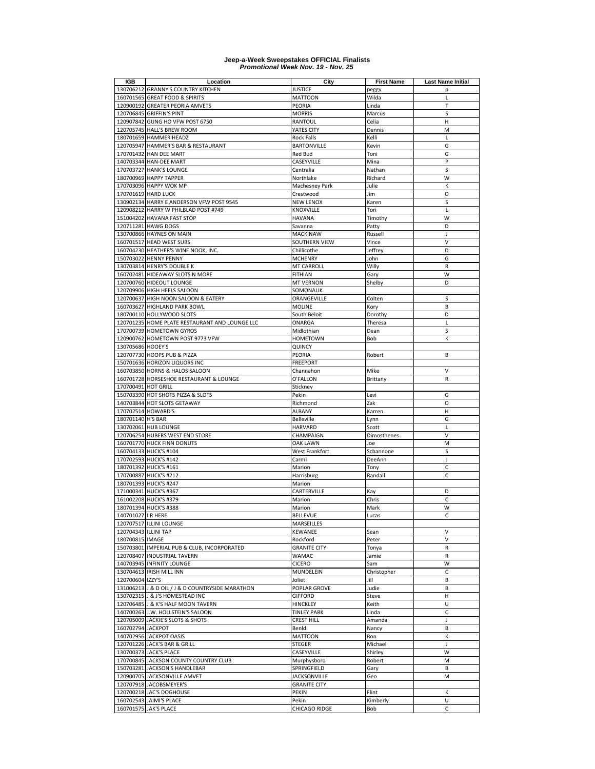# Jeep-a-Week Sweepstakes OFFICIAL Finalists
## *Promotional Week Nov. 19 - Nov. 25*

| IGB | Location | City | First Name | Last Name Initial |
|---|---|---|---|---|
| 130706212 | GRANNY'S COUNTRY KITCHEN | JUSTICE | peggy | p |
| 160701565 | GREAT FOOD & SPIRITS | MATTOON | Wilda | L |
| 120900192 | GREATER PEORIA AMVETS | PEORIA | Linda | T |
| 120706845 | GRIFFIN'S PINT | MORRIS | Marcus | S |
| 120907842 | GUNG HO VFW POST 6750 | RANTOUL | Celia | H |
| 120705745 | HALL'S BREW ROOM | YATES CITY | Dennis | M |
| 180701659 | HAMMER HEADZ | Rock Falls | Kelli | L |
| 120705947 | HAMMER'S BAR & RESTAURANT | BARTONVILLE | Kevin | G |
| 170701432 | HAN DEE MART | Red Bud | Toni | G |
| 140703344 | HAN-DEE MART | CASEYVILLE | Mina | P |
| 170703727 | HANK'S LOUNGE | Centralia | Nathan | S |
| 180700969 | HAPPY TAPPER | Northlake | Richard | W |
| 170703096 | HAPPY WOK MP | Machesney Park | Julie | K |
| 170701619 | HARD LUCK | Crestwood | Jim | O |
| 130902134 | HARRY E ANDERSON VFW POST 9545 | NEW LENOX | Karen | S |
| 120908212 | HARRY W PHILBLAD POST #749 | KNOXVILLE | Tori | L |
| 151004202 | HAVANA FAST STOP | HAVANA | Timothy | W |
| 120711281 | HAWG DOGS | Savanna | Patty | D |
| 130700866 | HAYNES ON MAIN | MACKINAW | Russell | J |
| 160701517 | HEAD WEST SUBS | SOUTHERN VIEW | Vince | V |
| 160704230 | HEATHER'S WINE NOOK, INC. | Chillicothe | Jeffrey | D |
| 150703022 | HENNY PENNY | MCHENRY | John | G |
| 130703814 | HENRY'S DOUBLE K | MT CARROLL | Willy | R |
| 160702481 | HIDEAWAY SLOTS N MORE | FITHIAN | Gary | W |
| 120700760 | HIDEOUT LOUNGE | MT VERNON | Shelby | D |
| 120709906 | HIGH HEELS SALOON | SOMONAUK | | |
| 120700637 | HIGH NOON SALOON & EATERY | ORANGEVILLE | Colten | S |
| 160703627 | HIGHLAND PARK BOWL | MOLINE | Kory | B |
| 180700110 | HOLLYWOOD SLOTS | South Beloit | Dorothy | D |
| 120701235 | HOME PLATE RESTAURANT AND LOUNGE LLC | ONARGA | Theresa | L |
| 170700739 | HOMETOWN GYROS | Midlothian | Dean | S |
| 120900762 | HOMETOWN POST 9773 VFW | HOMETOWN | Bob | K |
| 130705686 | HOOEY'S | QUINCY | | |
| 120707730 | HOOPS PUB & PIZZA | PEORIA | Robert | B |
| 150701636 | HORIZON LIQUORS INC | FREEPORT | | |
| 160703850 | HORNS & HALOS SALOON | Channahon | Mike | V |
| 160701728 | HORSESHOE RESTAURANT & LOUNGE | O'FALLON | Brittany | R |
| 170700491 | HOT GRILL | Stickney | | |
| 150703390 | HOT SHOTS PIZZA & SLOTS | Pekin | Levi | G |
| 140703844 | HOT SLOTS GETAWAY | Richmond | Zak | O |
| 170702514 | HOWARD'S | ALBANY | Karren | H |
| 180701140 | H'S BAR | Belleville | Lynn | G |
| 130702061 | HUB LOUNGE | HARVARD | Scott | L |
| 120706254 | HUBERS WEST END STORE | CHAMPAIGN | Dimosthenes | V |
| 160701770 | HUCK FINN DONUTS | OAK LAWN | Joe | M |
| 160704133 | HUCK'S #104 | West Frankfort | Schannone | S |
| 170702593 | HUCK'S #142 | Carmi | DeeAnn | J |
| 180701392 | HUCK'S #161 | Marion | Tony | C |
| 170700887 | HUCK'S #212 | Harrisburg | Randall | C |
| 180701393 | HUCK'S #247 | Marion | | |
| 171000341 | HUCK'S #367 | CARTERVILLE | Kay | D |
| 161002208 | HUCK'S #379 | Marion | Chris | C |
| 180701394 | HUCK'S #388 | Marion | Mark | W |
| 140701027 | I R HERE | BELLEVUE | Lucas | C |
| 120707517 | ILLINI LOUNGE | MARSEILLES | | |
| 120704343 | ILLINI TAP | KEWANEE | Sean | V |
| 180700815 | IMAGE | Rockford | Peter | V |
| 150703801 | IMPERIAL PUB & CLUB, INCORPORATED | GRANITE CITY | Tonya | R |
| 120708407 | INDUSTRIAL TAVERN | WAMAC | Jamie | R |
| 140703945 | INFINITY LOUNGE | CICERO | Sam | W |
| 130704613 | IRISH MILL INN | MUNDELEIN | Christopher | C |
| 120700604 | IZZY'S | Joliet | Jill | B |
| 131006213 | J & D OIL / J & D COUNTRYSIDE MARATHON | POPLAR GROVE | Judie | B |
| 130702315 | J & J'S HOMESTEAD INC | GIFFORD | Steve | H |
| 120706485 | J & K'S HALF MOON TAVERN | HINCKLEY | Keith | U |
| 140700263 | J.W. HOLLSTEIN'S SALOON | TINLEY PARK | Linda | C |
| 120705009 | JACKIE'S SLOTS & SHOTS | CREST HILL | Amanda | J |
| 160702794 | JACKPOT | Benld | Nancy | B |
| 140702956 | JACKPOT OASIS | MATTOON | Ron | K |
| 120701226 | JACK'S BAR & GRILL | STEGER | Michael | J |
| 130700373 | JACK'S PLACE | CASEYVILLE | Shirley | W |
| 170700845 | JACKSON COUNTY COUNTRY CLUB | Murphysboro | Robert | M |
| 150703281 | JACKSON'S HANDLEBAR | SPRINGFIELD | Gary | B |
| 120900705 | JACKSONVILLE AMVET | JACKSONVILLE | Geo | M |
| 120707918 | JACOBSMEYER'S | GRANITE CITY | | |
| 120700218 | JAC'S DOGHOUSE | PEKIN | Flint | K |
| 160702543 | JAIMI'S PLACE | Pekin | Kimberly | U |
| 160701575 | JAK'S PLACE | CHICAGO RIDGE | Bob | C |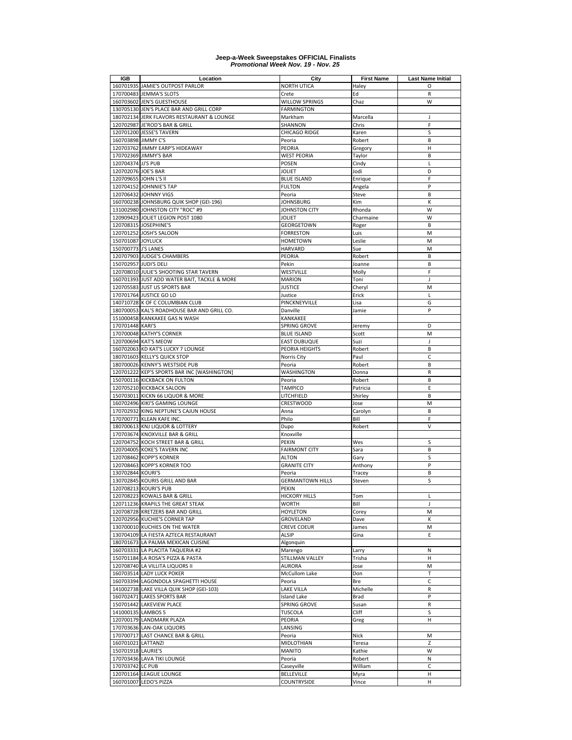**Jeep-a-Week Sweepstakes OFFICIAL Finalists**
***Promotional Week Nov. 19 - Nov. 25***

| IGB | Location | City | First Name | Last Name Initial |
|---|---|---|---|---|
| 160701935 | JAMIE'S OUTPOST PARLOR | NORTH UTICA | Haley | O |
| 170700483 | JEMMA'S SLOTS | Crete | Ed | R |
| 160703602 | JEN'S GUESTHOUSE | WILLOW SPRINGS | Chaz | W |
| 130705130 | JEN'S PLACE BAR AND GRILL CORP | FARMINGTON | | |
| 180702134 | JERK FLAVORS RESTAURANT & LOUNGE | Markham | Marcella | J |
| 120702987 | JE'ROD'S BAR & GRILL | SHANNON | Chris | F |
| 120701200 | JESSE'S TAVERN | CHICAGO RIDGE | Karen | S |
| 160703898 | JIMMY C'S | Peoria | Robert | B |
| 120703762 | JIMMY EARP'S HIDEAWAY | PEORIA | Gregory | H |
| 170702369 | JIMMY'S BAR | WEST PEORIA | Taylor | B |
| 120704374 | JJ'S PUB | POSEN | Cindy | L |
| 120702076 | JOE'S BAR | JOLIET | Jodi | D |
| 120709655 | JOHN L'S II | BLUE ISLAND | Enrique | F |
| 120704152 | JOHNNIE'S TAP | FULTON | Angela | P |
| 120706432 | JOHNNY VIGS | Peoria | Steve | B |
| 160700238 | JOHNSBURG QUIK SHOP (GEI-196) | JOHNSBURG | Kim | K |
| 131002980 | JOHNSTON CITY "ROC" #9 | JOHNSTON CITY | Rhonda | W |
| 120909423 | JOLIET LEGION POST 1080 | JOLIET | Charmaine | W |
| 120708315 | JOSEPHINE'S | GEORGETOWN | Roger | B |
| 120701252 | JOSH'S SALOON | FORRESTON | Luis | M |
| 150701087 | JOYLUCK | HOMETOWN | Leslie | M |
| 150700773 | J'S LANES | HARVARD | Sue | M |
| 120707903 | JUDGE'S CHAMBERS | PEORIA | Robert | B |
| 150702957 | JUDI'S DELI | Pekin | Joanne | B |
| 120708010 | JULIE'S SHOOTING STAR TAVERN | WESTVILLE | Molly | F |
| 160701393 | JUST ADD WATER BAIT, TACKLE & MORE | MARION | Toni | J |
| 120705583 | JUST US SPORTS BAR | JUSTICE | Cheryl | M |
| 170701764 | JUSTICE GO LO | Justice | Erick | L |
| 140710728 | K OF C COLUMBIAN CLUB | PINCKNEYVILLE | Lisa | G |
| 180700053 | KAL'S ROADHOUSE BAR AND GRILL CO. | Danville | Jamie | P |
| 151000458 | KANKAKEE GAS N WASH | KANKAKEE | | |
| 170701448 | KARI'S | SPRING GROVE | Jeremy | D |
| 170700048 | KATHY'S CORNER | BLUE ISLAND | Scott | M |
| 120700694 | KAT'S MEOW | EAST DUBUQUE | Suzi | J |
| 160702063 | KD KAT'S LUCKY 7 LOUNGE | PEORIA HEIGHTS | Robert | B |
| 180701603 | KELLY'S QUICK STOP | Norris City | Paul | C |
| 180700026 | KENNY'S WESTSIDE PUB | Peoria | Robert | B |
| 120701222 | KEP'S SPORTS BAR INC [WASHINGTON] | WASHINGTON | Donna | R |
| 150700116 | KICKBACK ON FULTON | Peoria | Robert | B |
| 120705210 | KICKBACK SALOON | TAMPICO | Patricia | E |
| 150703011 | KICKN 66 LIQUOR & MORE | LITCHFIELD | Shirley | B |
| 160702496 | KIKI'S GAMING LOUNGE | CRESTWOOD | Jose | M |
| 170702932 | KING NEPTUNE'S CAJUN HOUSE | Anna | Carolyn | B |
| 170700771 | KLEAN KAFE INC. | Philo | Bill | F |
| 180700613 | KNJ LIQUOR & LOTTERY | Dupo | Robert | V |
| 170703674 | KNOXVILLE BAR & GRILL | Knoxville | | |
| 120704752 | KOCH STREET BAR & GRILL | PEKIN | Wes | S |
| 120704005 | KOKE'S TAVERN INC | FAIRMONT CITY | Sara | B |
| 120708462 | KOPP'S KORNER | ALTON | Gary | S |
| 120708463 | KOPP'S KORNER TOO | GRANITE CITY | Anthony | P |
| 130702844 | KOURI'S | Peoria | Tracey | B |
| 130702845 | KOURIS GRILL AND BAR | GERMANTOWN HILLS | Steven | S |
| 120708213 | KOURI'S PUB | PEKIN | | |
| 120708223 | KOWALS BAR & GRILL | HICKORY HILLS | Tom | L |
| 120711236 | KRAPILS THE GREAT STEAK | WORTH | Bill | J |
| 120708728 | KRETZERS BAR AND GRILL | HOYLETON | Corey | M |
| 120702956 | KUCHIE'S CORNER TAP | GROVELAND | Dave | K |
| 130700010 | KUCHIES ON THE WATER | CREVE COEUR | James | M |
| 130704109 | LA FIESTA AZTECA RESTAURANT | ALSIP | Gina | E |
| 180701673 | LA PALMA MEXICAN CUISINE | Algonquin | | |
| 160703331 | LA PLACITA TAQUERIA #2 | Marengo | Larry | N |
| 150701184 | LA ROSA'S PIZZA & PASTA | STILLMAN VALLEY | Trisha | H |
| 120708740 | LA VILLITA LIQUORS II | AURORA | Jose | M |
| 160703514 | LADY LUCK POKER | McCullom Lake | Don | T |
| 160703394 | LAGONDOLA SPAGHETTI HOUSE | Peoria | Bre | C |
| 141002738 | LAKE VILLA QUIK SHOP (GEI-103) | LAKE VILLA | Michelle | R |
| 160702471 | LAKES SPORTS BAR | Island Lake | Brad | P |
| 150701442 | LAKEVIEW PLACE | SPRING GROVE | Susan | R |
| 141000135 | LAMBOS 5 | TUSCOLA | Cliff | S |
| 120700179 | LANDMARK PLAZA | PEORIA | Greg | H |
| 170703636 | LAN-OAK LIQUORS | LANSING | | |
| 170700717 | LAST CHANCE BAR & GRILL | Peoria | Nick | M |
| 160701021 | LATTANZI | MIDLOTHIAN | Teresa | Z |
| 150701918 | LAURIE'S | MANITO | Kathie | W |
| 170703436 | LAVA TIKI LOUNGE | Peoria | Robert | N |
| 170703742 | LC PUB | Caseyville | William | C |
| 120701164 | LEAGUE LOUNGE | BELLEVILLE | Myra | H |
| 160701007 | LEDO'S PIZZA | COUNTRYSIDE | Vince | H |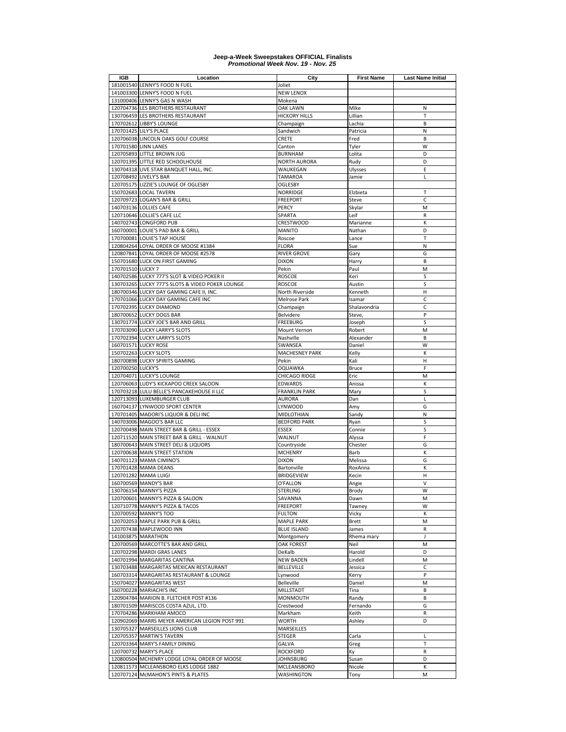# Jeep-a-Week Sweepstakes OFFICIAL Finalists

*Promotional Week Nov. 19 - Nov. 25*

| IGB | Location | City | First Name | Last Name Initial |
|---|---|---|---|---|
| 181001540 | LENNY'S FOOD N FUEL | Joliet | | |
| 141003300 | LENNY'S FOOD N FUEL | NEW LENOX | | |
| 131000406 | LENNY'S GAS N WASH | Mokena | | |
| 120704736 | LES BROTHERS RESTAURANT | OAK LAWN | Mike | N |
| 130706459 | LES BROTHERS RESTAURANT | HICKORY HILLS | Lillian | T |
| 170702612 | LIBBY'S LOUNGE | Champaign | Lachia | B |
| 170701425 | LILY'S PLACE | Sandwich | Patricia | N |
| 120706038 | LINCOLN OAKS GOLF COURSE | CRETE | Fred | B |
| 170701580 | LINN LANES | Canton | Tyler | W |
| 120705893 | LITTLE BROWN JUG | BURNHAM | Lolita | D |
| 120701395 | LITTLE RED SCHOOLHOUSE | NORTH AURORA | Rudy | D |
| 130704318 | LIVE STAR BANQUET HALL, INC. | WAUKEGAN | Ulysses | E |
| 120708492 | LIVELY'S BAR | TAMAROA | Jamie | L |
| 120705175 | LIZZIE'S LOUNGE OF OGLESBY | OGLESBY | | |
| 150702683 | LOCAL TAVERN | NORRIDGE | Elzbieta | T |
| 120709723 | LOGAN'S BAR & GRILL | FREEPORT | Steve | C |
| 140703136 | LOLLIES CAFE | PERCY | Skylar | M |
| 120710646 | LOLLIE'S CAFE LLC | SPARTA | Leif | R |
| 140702743 | LONGFORD PUB | CRESTWOOD | Marianne | K |
| 160700001 | LOUIE'S PAD BAR & GRILL | MANITO | Nathan | D |
| 170700081 | LOUIE'S TAP HOUSE | Roscoe | Lance | T |
| 120804264 | LOYAL ORDER OF MOOSE #1384 | FLORA | Sue | N |
| 120807841 | LOYAL ORDER OF MOOSE #2578 | RIVER GROVE | Gary | G |
| 150701680 | LUCK ON FIRST GAMING | DIXON | Harry | B |
| 170701510 | LUCKY 7 | Pekin | Paul | M |
| 140702586 | LUCKY 777'S SLOT & VIDEO POKER II | ROSCOE | Keri | S |
| 130703265 | LUCKY 777'S SLOTS & VIDEO POKER LOUNGE | ROSCOE | Austin | S |
| 180700346 | LUCKY DAY GAMING CAFE II, INC. | North Riverside | Kenneth | H |
| 170701066 | LUCKY DAY GAMING CAFE INC | Melrose Park | Isamar | C |
| 170702395 | LUCKY DIAMOND | Champaign | Shalavondria | C |
| 180700652 | LUCKY DOGS BAR | Belvidere | Steve, | P |
| 130701774 | LUCKY JOE'S BAR AND GRILL | FREEBURG | Joseph | S |
| 170703090 | LUCKY LARRY'S SLOTS | Mount Vernon | Robert | M |
| 170702394 | LUCKY LARRY'S SLOTS | Nashville | Alexander | B |
| 160701571 | LUCKY ROSE | SWANSEA | Daniel | W |
| 150702263 | LUCKY SLOTS | MACHESNEY PARK | Kelly | K |
| 180700898 | LUCKY SPIRITS GAMING | Pekin | Kali | H |
| 120700250 | LUCKY'S | OQUAWKA | Bruce | F |
| 120704071 | LUCKY'S LOUNGE | CHICAGO RIDGE | Eric | M |
| 120706063 | LUDY'S KICKAPOO CREEK SALOON | EDWARDS | Anissa | K |
| 170703218 | LULU BELLE'S PANCAKEHOUSE II LLC | FRANKLIN PARK | Mary | S |
| 120713093 | LUXEMBURGER CLUB | AURORA | Dan | L |
| 160704137 | LYNWOOD SPORT CENTER | LYNWOOD | Amy | G |
| 170701405 | MADORI'S LIQUOR & DELI INC | MIDLOTHIAN | Sandy | N |
| 140703006 | MAGOO'S BAR LLC | BEDFORD PARK | Ryan | S |
| 120700498 | MAIN STREET BAR & GRILL - ESSEX | ESSEX | Connie | S |
| 120711520 | MAIN STREET BAR & GRILL - WALNUT | WALNUT | Alyssa | F |
| 180700643 | MAIN STREET DELI & LIQUORS | Countryside | Chester | G |
| 120700638 | MAIN STREET STATION | MCHENRY | Barb | K |
| 140701123 | MAMA CIMINO'S | DIXON | Melissa | G |
| 170701428 | MAMA DEANS | Bartonville | RoxAnna | K |
| 120701282 | MAMA LUIGI | BRIDGEVIEW | Kecin | H |
| 160700569 | MANDY'S BAR | O'FALLON | Angie | V |
| 130706154 | MANNY'S PIZZA | STERLING | Brody | W |
| 120700601 | MANNY'S PIZZA & SALOON | SAVANNA | Dawn | M |
| 120710778 | MANNY'S PIZZA & TACOS | FREEPORT | Tawney | W |
| 120700592 | MANNY'S TOO | FULTON | Vicky | K |
| 120702053 | MAPLE PARK PUB & GRILL | MAPLE PARK | Brett | M |
| 120707438 | MAPLEWOOD INN | BLUE ISLAND | James | R |
| 141003875 | MARATHON | Montgomery | Rhema mary | J |
| 120700569 | MARCOTTE'S BAR AND GRILL | OAK FOREST | Neil | M |
| 120702298 | MARDI GRAS LANES | DeKalb | Harold | D |
| 140701994 | MARGARITAS CANTINA | NEW BADEN | Lindell | M |
| 130703488 | MARGARITAS MEXICAN RESTAURANT | BELLEVILLE | Jessica | C |
| 160703314 | MARGARITAS RESTAURANT & LOUNGE | Lynwood | Kerry | P |
| 150704027 | MARGARITAS WEST | Belleville | Daniel | M |
| 160700228 | MARIACHI'S INC | MILLSTADT | Tina | B |
| 120904784 | MARION B. FLETCHER POST #136 | MONMOUTH | Randy | B |
| 180701509 | MARISCOS COSTA AZUL, LTD. | Crestwood | Fernando | G |
| 170704286 | MARKHAM AMOCO | Markham | Keith | R |
| 120902069 | MARRS MEYER AMERICAN LEGION POST 991 | WORTH | Ashley | D |
| 130705327 | MARSEILLES LIONS CLUB | MARSEILLES | | |
| 120705357 | MARTIN'S TAVERN | STEGER | Carla | L |
| 120703364 | MARY'S FAMILY DINING | GALVA | Greg | T |
| 120700732 | MARY'S PLACE | ROCKFORD | Ky | R |
| 120800504 | MCHENRY LODGE LOYAL ORDER OF MOOSE | JOHNSBURG | Susan | D |
| 120811573 | MCLEANSBORO ELKS LODGE 1882 | MCLEANSBORO | Nicole | K |
| 120707124 | McMAHON'S PINTS & PLATES | WASHINGTON | Tony | M |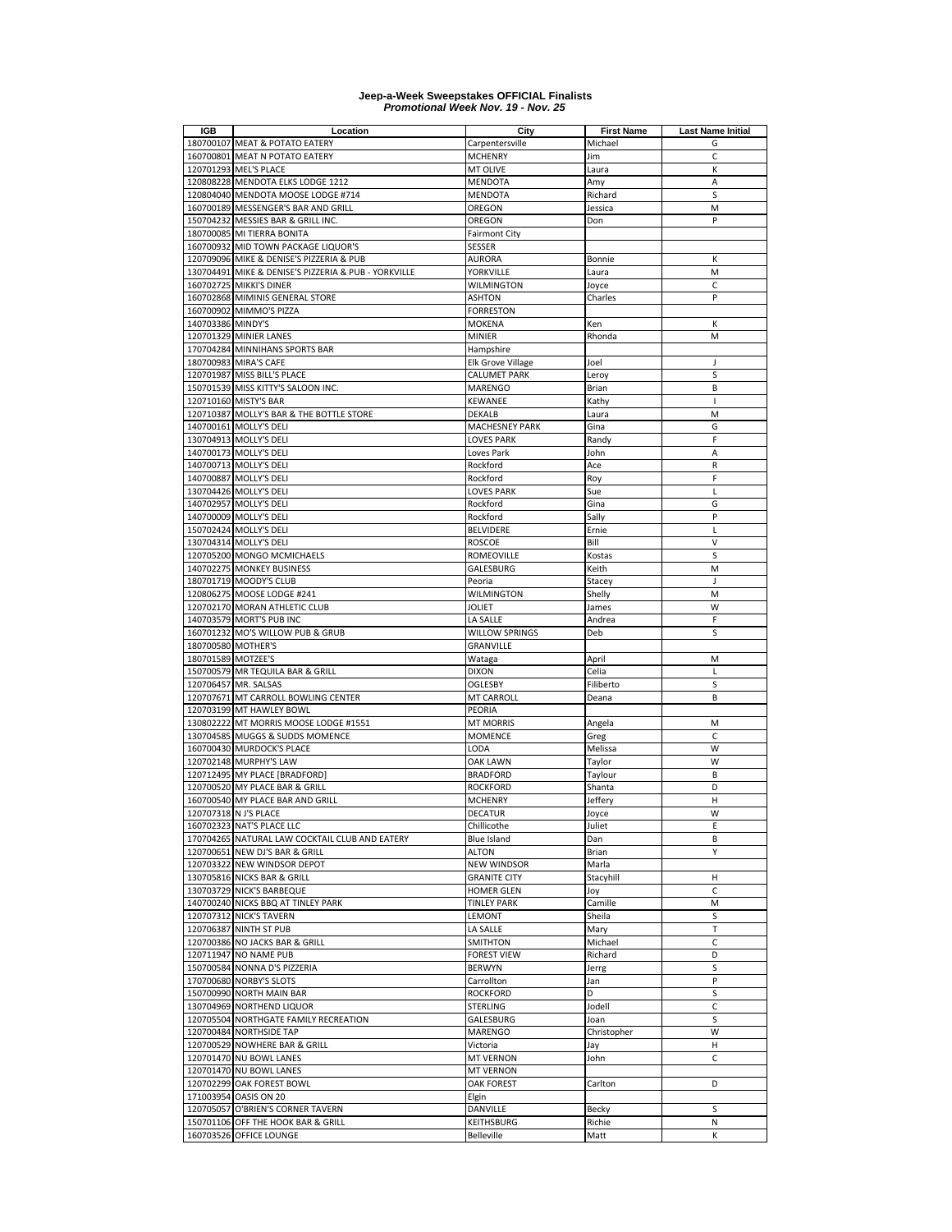**Jeep-a-Week Sweepstakes OFFICIAL Finalists**
***Promotional Week Nov. 19 - Nov. 25***

| IGB | Location | City | First Name | Last Name Initial |
|---|---|---|---|---|
| 180700107 | MEAT & POTATO EATERY | Carpentersville | Michael | G |
| 160700801 | MEAT N POTATO EATERY | MCHENRY | Jim | C |
| 120701293 | MEL'S PLACE | MT OLIVE | Laura | K |
| 120808228 | MENDOTA ELKS LODGE 1212 | MENDOTA | Amy | A |
| 120804040 | MENDOTA MOOSE LODGE #714 | MENDOTA | Richard | S |
| 160700189 | MESSENGER'S BAR AND GRILL | OREGON | Jessica | M |
| 150704232 | MESSIES BAR & GRILL INC. | OREGON | Don | P |
| 180700085 | MI TIERRA BONITA | Fairmont City | | |
| 160700932 | MID TOWN PACKAGE LIQUOR'S | SESSER | | |
| 120709096 | MIKE & DENISE'S PIZZERIA & PUB | AURORA | Bonnie | K |
| 130704491 | MIKE & DENISE'S PIZZERIA & PUB - YORKVILLE | YORKVILLE | Laura | M |
| 160702725 | MIKKI'S DINER | WILMINGTON | Joyce | C |
| 160702868 | MIMINIS GENERAL STORE | ASHTON | Charles | P |
| 160700902 | MIMMO'S PIZZA | FORRESTON | | |
| 140703386 | MINDY'S | MOKENA | Ken | K |
| 120701329 | MINIER LANES | MINIER | Rhonda | M |
| 170704284 | MINNIHANS SPORTS BAR | Hampshire | | |
| 180700983 | MIRA'S CAFE | Elk Grove Village | Joel | J |
| 120701987 | MISS BILL'S PLACE | CALUMET PARK | Leroy | S |
| 150701539 | MISS KITTY'S SALOON INC. | MARENGO | Brian | B |
| 120710160 | MISTY'S BAR | KEWANEE | Kathy | I |
| 120710387 | MOLLY'S BAR & THE BOTTLE STORE | DEKALB | Laura | M |
| 140700161 | MOLLY'S DELI | MACHESNEY PARK | Gina | G |
| 130704913 | MOLLY'S DELI | LOVES PARK | Randy | F |
| 140700173 | MOLLY'S DELI | Loves Park | John | A |
| 140700713 | MOLLY'S DELI | Rockford | Ace | R |
| 140700887 | MOLLY'S DELI | Rockford | Roy | F |
| 130704426 | MOLLY'S DELI | LOVES PARK | Sue | L |
| 140702957 | MOLLY'S DELI | Rockford | Gina | G |
| 140700009 | MOLLY'S DELI | Rockford | Sally | P |
| 150702424 | MOLLY'S DELI | BELVIDERE | Ernie | L |
| 130704314 | MOLLY'S DELI | ROSCOE | Bill | V |
| 120705200 | MONGO MCMICHAELS | ROMEOVILLE | Kostas | S |
| 140702275 | MONKEY BUSINESS | GALESBURG | Keith | M |
| 180701719 | MOODY'S CLUB | Peoria | Stacey | J |
| 120806275 | MOOSE LODGE #241 | WILMINGTON | Shelly | M |
| 120702170 | MORAN ATHLETIC CLUB | JOLIET | James | W |
| 140703579 | MORT'S PUB INC | LA SALLE | Andrea | F |
| 160701232 | MO'S WILLOW PUB & GRUB | WILLOW SPRINGS | Deb | S |
| 180700580 | MOTHER'S | GRANVILLE | | |
| 180701589 | MOTZEE'S | Wataga | April | M |
| 150700579 | MR TEQUILA BAR & GRILL | DIXON | Celia | L |
| 120706457 | MR. SALSAS | OGLESBY | Filiberto | S |
| 120707671 | MT CARROLL BOWLING CENTER | MT CARROLL | Deana | B |
| 120703199 | MT HAWLEY BOWL | PEORIA | | |
| 130802222 | MT MORRIS MOOSE LODGE #1551 | MT MORRIS | Angela | M |
| 130704585 | MUGGS & SUDDS MOMENCE | MOMENCE | Greg | C |
| 160700430 | MURDOCK'S PLACE | LODA | Melissa | W |
| 120702148 | MURPHY'S LAW | OAK LAWN | Taylor | W |
| 120712495 | MY PLACE [BRADFORD] | BRADFORD | Taylour | B |
| 120700520 | MY PLACE BAR & GRILL | ROCKFORD | Shanta | D |
| 160700540 | MY PLACE BAR AND GRILL | MCHENRY | Jeffery | H |
| 120707318 | N J'S PLACE | DECATUR | Joyce | W |
| 160702323 | NAT'S PLACE LLC | Chillicothe | Juliet | E |
| 170704265 | NATURAL LAW COCKTAIL CLUB AND EATERY | Blue Island | Dan | B |
| 120700651 | NEW DJ'S BAR & GRILL | ALTON | Brian | Y |
| 120703322 | NEW WINDSOR DEPOT | NEW WINDSOR | Marla | |
| 130705816 | NICKS BAR & GRILL | GRANITE CITY | Stacyhill | H |
| 130703729 | NICK'S BARBEQUE | HOMER GLEN | Joy | C |
| 140700240 | NICKS BBQ AT TINLEY PARK | TINLEY PARK | Camille | M |
| 120707312 | NICK'S TAVERN | LEMONT | Sheila | S |
| 120706387 | NINTH ST PUB | LA SALLE | Mary | T |
| 120700386 | NO JACKS BAR & GRILL | SMITHTON | Michael | C |
| 120711947 | NO NAME PUB | FOREST VIEW | Richard | D |
| 150700584 | NONNA D'S PIZZERIA | BERWYN | Jerrg | S |
| 170700680 | NORBY'S SLOTS | Carrollton | Jan | P |
| 150700990 | NORTH MAIN BAR | ROCKFORD | D | S |
| 130704969 | NORTHEND LIQUOR | STERLING | Jodell | C |
| 120705504 | NORTHGATE FAMILY RECREATION | GALESBURG | Joan | S |
| 120700484 | NORTHSIDE TAP | MARENGO | Christopher | W |
| 120700529 | NOWHERE BAR & GRILL | Victoria | Jay | H |
| 120701470 | NU BOWL LANES | MT VERNON | John | C |
| 120701470 | NU BOWL LANES | MT VERNON | | |
| 120702299 | OAK FOREST BOWL | OAK FOREST | Carlton | D |
| 171003954 | OASIS ON 20 | Elgin | | |
| 120705057 | O'BRIEN'S CORNER TAVERN | DANVILLE | Becky | S |
| 150701106 | OFF THE HOOK BAR & GRILL | KEITHSBURG | Richie | N |
| 160703526 | OFFICE LOUNGE | Belleville | Matt | K |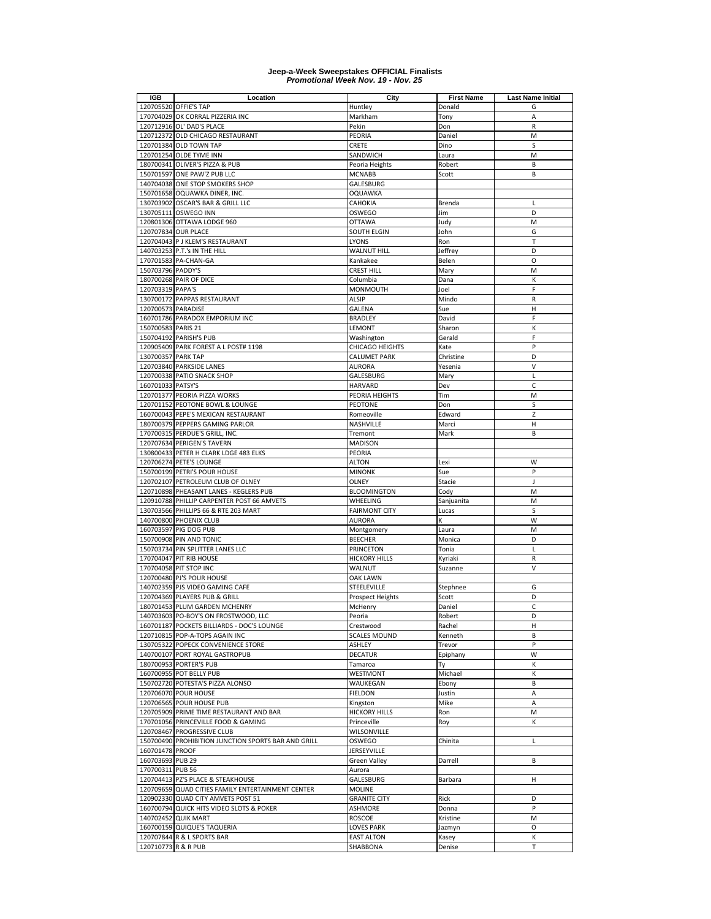**Jeep-a-Week Sweepstakes OFFICIAL Finalists**
***Promotional Week Nov. 19 - Nov. 25***

| IGB | Location | City | First Name | Last Name Initial |
|---|---|---|---|---|
| 120705520 | OFFIE'S TAP | Huntley | Donald | G |
| 170704029 | OK CORRAL PIZZERIA INC | Markham | Tony | A |
| 120712916 | OL' DAD'S PLACE | Pekin | Don | R |
| 120712372 | OLD CHICAGO RESTAURANT | PEORIA | Daniel | M |
| 120701384 | OLD TOWN TAP | CRETE | Dino | S |
| 120701254 | OLDE TYME INN | SANDWICH | Laura | M |
| 180700341 | OLIVER'S PIZZA & PUB | Peoria Heights | Robert | B |
| 150701597 | ONE PAW'Z PUB LLC | MCNABB | Scott | B |
| 140704038 | ONE STOP SMOKERS SHOP | GALESBURG | | |
| 150701658 | OQUAWKA DINER, INC. | OQUAWKA | | |
| 130703902 | OSCAR'S BAR & GRILL LLC | CAHOKIA | Brenda | L |
| 130705111 | OSWEGO INN | OSWEGO | Jim | D |
| 120801306 | OTTAWA LODGE 960 | OTTAWA | Judy | M |
| 120707834 | OUR PLACE | SOUTH ELGIN | John | G |
| 120704043 | P J KLEM'S RESTAURANT | LYONS | Ron | T |
| 140703253 | P.T.'s IN THE HILL | WALNUT HILL | Jeffrey | D |
| 170701583 | PA-CHAN-GA | Kankakee | Belen | O |
| 150703796 | PADDY'S | CREST HILL | Mary | M |
| 180700268 | PAIR OF DICE | Columbia | Dana | K |
| 120703319 | PAPA'S | MONMOUTH | Joel | F |
| 130700172 | PAPPAS RESTAURANT | ALSIP | Mindo | R |
| 120700573 | PARADISE | GALENA | Sue | H |
| 160701786 | PARADOX EMPORIUM INC | BRADLEY | David | F |
| 150700583 | PARIS 21 | LEMONT | Sharon | K |
| 150704192 | PARISH'S PUB | Washington | Gerald | F |
| 120905409 | PARK FOREST A L POST# 1198 | CHICAGO HEIGHTS | Kate | P |
| 130700357 | PARK TAP | CALUMET PARK | Christine | D |
| 120703840 | PARKSIDE LANES | AURORA | Yesenia | V |
| 120700338 | PATIO SNACK SHOP | GALESBURG | Mary | L |
| 160701033 | PATSY'S | HARVARD | Dev | C |
| 120701377 | PEORIA PIZZA WORKS | PEORIA HEIGHTS | Tim | M |
| 120701152 | PEOTONE BOWL & LOUNGE | PEOTONE | Don | S |
| 160700043 | PEPE'S MEXICAN RESTAURANT | Romeoville | Edward | Z |
| 180700379 | PEPPERS GAMING PARLOR | NASHVILLE | Marci | H |
| 170700315 | PERDUE'S GRILL, INC. | Tremont | Mark | B |
| 120707634 | PERIGEN'S TAVERN | MADISON | | |
| 130800433 | PETER H CLARK LDGE 483 ELKS | PEORIA | | |
| 120706274 | PETE'S LOUNGE | ALTON | Lexi | W |
| 150700199 | PETRI'S POUR HOUSE | MINONK | Sue | P |
| 120702107 | PETROLEUM CLUB OF OLNEY | OLNEY | Stacie | J |
| 120710898 | PHEASANT LANES - KEGLERS PUB | BLOOMINGTON | Cody | M |
| 120910788 | PHILLIP CARPENTER POST 66 AMVETS | WHEELING | Sanjuanita | M |
| 130703566 | PHILLIPS 66 & RTE 203 MART | FAIRMONT CITY | Lucas | S |
| 140700800 | PHOENIX CLUB | AURORA | K | W |
| 160703597 | PIG DOG PUB | Montgomery | Laura | M |
| 150700908 | PIN AND TONIC | BEECHER | Monica | D |
| 150703734 | PIN SPLITTER LANES LLC | PRINCETON | Tonia | L |
| 170704047 | PIT RIB HOUSE | HICKORY HILLS | Kyriaki | R |
| 170704058 | PIT STOP INC | WALNUT | Suzanne | V |
| 120700480 | PJ'S POUR HOUSE | OAK LAWN | | |
| 140702359 | PJS VIDEO GAMING CAFE | STEELEVILLE | Stephnee | G |
| 120704369 | PLAYERS PUB & GRILL | Prospect Heights | Scott | D |
| 180701453 | PLUM GARDEN MCHENRY | McHenry | Daniel | C |
| 140703603 | PO-BOY'S ON FROSTWOOD, LLC | Peoria | Robert | D |
| 160701187 | POCKETS BILLIARDS - DOC'S LOUNGE | Crestwood | Rachel | H |
| 120710815 | POP-A-TOPS AGAIN INC | SCALES MOUND | Kenneth | B |
| 130705322 | POPECK CONVENIENCE STORE | ASHLEY | Trevor | P |
| 140700107 | PORT ROYAL GASTROPUB | DECATUR | Epiphany | W |
| 180700953 | PORTER'S PUB | Tamaroa | Ty | K |
| 160700955 | POT BELLY PUB | WESTMONT | Michael | K |
| 150702720 | POTESTA'S PIZZA ALONSO | WAUKEGAN | Ebony | B |
| 120706070 | POUR HOUSE | FIELDON | Justin | A |
| 120706565 | POUR HOUSE PUB | Kingston | Mike | A |
| 120705909 | PRIME TIME RESTAURANT AND BAR | HICKORY HILLS | Ron | M |
| 170701056 | PRINCEVILLE FOOD & GAMING | Princeville | Roy | K |
| 120708467 | PROGRESSIVE CLUB | WILSONVILLE | | |
| 150700490 | PROHIBITION JUNCTION SPORTS BAR AND GRILL | OSWEGO | Chinita | L |
| 160701478 | PROOF | JERSEYVILLE | | |
| 160703693 | PUB 29 | Green Valley | Darrell | B |
| 170700311 | PUB 56 | Aurora | | |
| 120704413 | PZ'S PLACE & STEAKHOUSE | GALESBURG | Barbara | H |
| 120709659 | QUAD CITIES FAMILY ENTERTAINMENT CENTER | MOLINE | | |
| 120902330 | QUAD CITY AMVETS POST 51 | GRANITE CITY | Rick | D |
| 160700794 | QUICK HITS VIDEO SLOTS & POKER | ASHMORE | Donna | P |
| 140702452 | QUIK MART | ROSCOE | Kristine | M |
| 160700159 | QUIQUE'S TAQUERIA | LOVES PARK | Jazmyn | O |
| 120707844 | R & L SPORTS BAR | EAST ALTON | Kasey | K |
| 120710773 | R & R PUB | SHABBONA | Denise | T |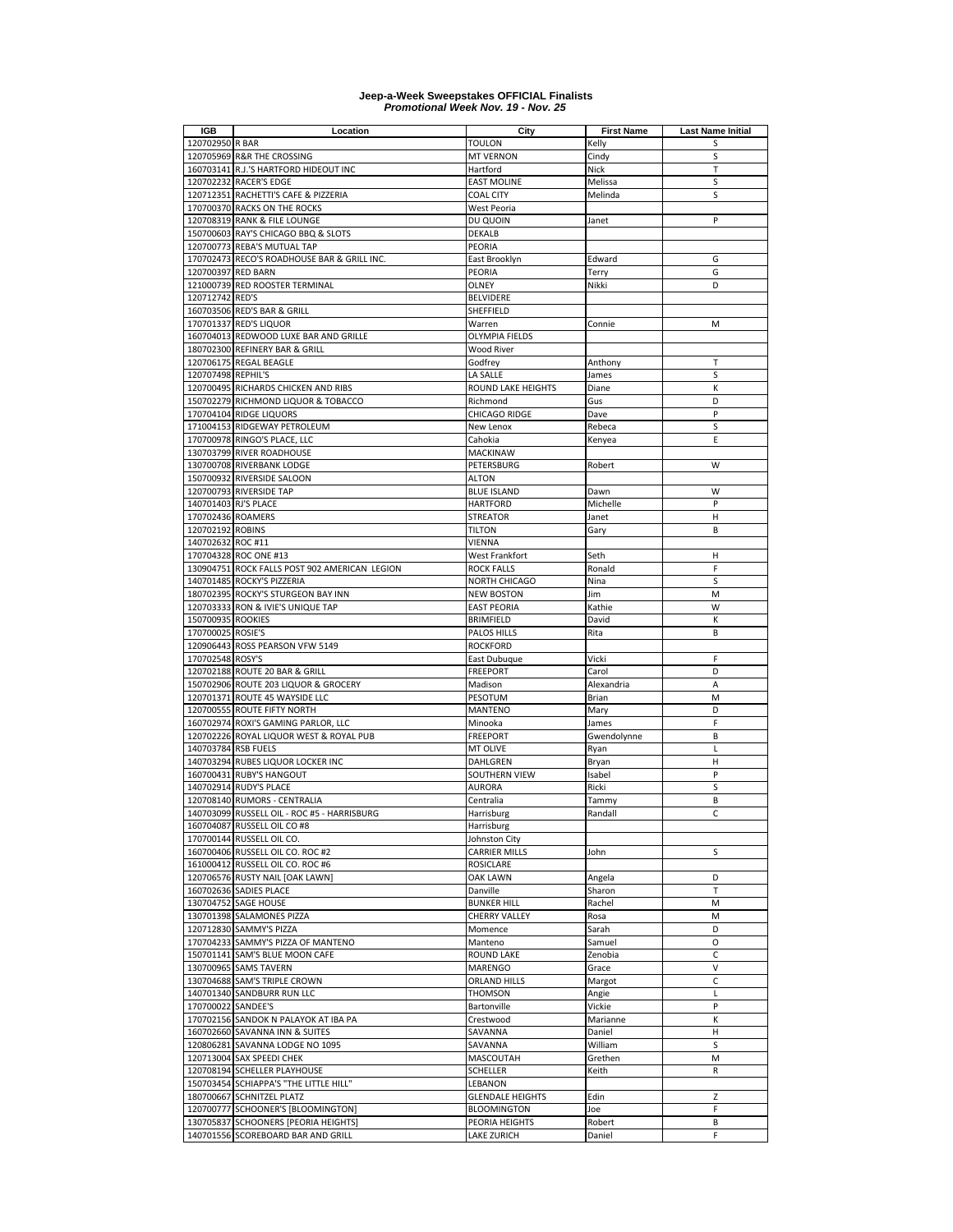**Jeep-a-Week Sweepstakes OFFICIAL Finalists**
***Promotional Week Nov. 19 - Nov. 25***

| IGB | Location | City | First Name | Last Name Initial |
|---|---|---|---|---|
| 120702950 | R BAR | TOULON | Kelly | S |
| 120705969 | R&R THE CROSSING | MT VERNON | Cindy | S |
| 160703141 | R.J.'S HARTFORD HIDEOUT INC | Hartford | Nick | T |
| 120702232 | RACER'S EDGE | EAST MOLINE | Melissa | S |
| 120712351 | RACHETTI'S CAFE & PIZZERIA | COAL CITY | Melinda | S |
| 170700370 | RACKS ON THE ROCKS | West Peoria | | |
| 120708319 | RANK & FILE LOUNGE | DU QUOIN | Janet | P |
| 150700603 | RAY'S CHICAGO BBQ & SLOTS | DEKALB | | |
| 120700773 | REBA'S MUTUAL TAP | PEORIA | | |
| 170702473 | RECO'S ROADHOUSE BAR & GRILL INC. | East Brooklyn | Edward | G |
| 120700397 | RED BARN | PEORIA | Terry | G |
| 121000739 | RED ROOSTER TERMINAL | OLNEY | Nikki | D |
| 120712742 | RED'S | BELVIDERE | | |
| 160703506 | RED'S BAR & GRILL | SHEFFIELD | | |
| 170701337 | RED'S LIQUOR | Warren | Connie | M |
| 160704013 | REDWOOD LUXE BAR AND GRILLE | OLYMPIA FIELDS | | |
| 180702300 | REFINERY BAR & GRILL | Wood River | | |
| 120706175 | REGAL BEAGLE | Godfrey | Anthony | T |
| 120707498 | REPHIL'S | LA SALLE | James | S |
| 120700495 | RICHARDS CHICKEN AND RIBS | ROUND LAKE HEIGHTS | Diane | K |
| 150702279 | RICHMOND LIQUOR & TOBACCO | Richmond | Gus | D |
| 170704104 | RIDGE LIQUORS | CHICAGO RIDGE | Dave | P |
| 171004153 | RIDGEWAY PETROLEUM | New Lenox | Rebeca | S |
| 170700978 | RINGO'S PLACE, LLC | Cahokia | Kenyea | E |
| 130703799 | RIVER ROADHOUSE | MACKINAW | | |
| 130700708 | RIVERBANK LODGE | PETERSBURG | Robert | W |
| 150700932 | RIVERSIDE SALOON | ALTON | | |
| 120700793 | RIVERSIDE TAP | BLUE ISLAND | Dawn | W |
| 140701403 | RJ'S PLACE | HARTFORD | Michelle | P |
| 170702436 | ROAMERS | STREATOR | Janet | H |
| 120702192 | ROBINS | TILTON | Gary | B |
| 140702632 | ROC #11 | VIENNA | | |
| 170704328 | ROC ONE #13 | West Frankfort | Seth | H |
| 130904751 | ROCK FALLS POST 902 AMERICAN LEGION | ROCK FALLS | Ronald | F |
| 140701485 | ROCKY'S PIZZERIA | NORTH CHICAGO | Nina | S |
| 180702395 | ROCKY'S STURGEON BAY INN | NEW BOSTON | Jim | M |
| 120703333 | RON & IVIE'S UNIQUE TAP | EAST PEORIA | Kathie | W |
| 150700935 | ROOKIES | BRIMFIELD | David | K |
| 170700025 | ROSIE'S | PALOS HILLS | Rita | B |
| 120906443 | ROSS PEARSON VFW 5149 | ROCKFORD | | |
| 170702548 | ROSY'S | East Dubuque | Vicki | F |
| 120702188 | ROUTE 20 BAR & GRILL | FREEPORT | Carol | D |
| 150702906 | ROUTE 203 LIQUOR & GROCERY | Madison | Alexandria | A |
| 120701371 | ROUTE 45 WAYSIDE LLC | PESOTUM | Brian | M |
| 120700555 | ROUTE FIFTY NORTH | MANTENO | Mary | D |
| 160702974 | ROXI'S GAMING PARLOR, LLC | Minooka | James | F |
| 120702226 | ROYAL LIQUOR WEST & ROYAL PUB | FREEPORT | Gwendolynne | B |
| 140703784 | RSB FUELS | MT OLIVE | Ryan | L |
| 140703294 | RUBES LIQUOR LOCKER INC | DAHLGREN | Bryan | H |
| 160700431 | RUBY'S HANGOUT | SOUTHERN VIEW | Isabel | P |
| 140702914 | RUDY'S PLACE | AURORA | Ricki | S |
| 120708140 | RUMORS - CENTRALIA | Centralia | Tammy | B |
| 140703099 | RUSSELL OIL - ROC #5 - HARRISBURG | Harrisburg | Randall | C |
| 160704087 | RUSSELL OIL CO #8 | Harrisburg | | |
| 170700144 | RUSSELL OIL CO. | Johnston City | | |
| 160700406 | RUSSELL OIL CO. ROC #2 | CARRIER MILLS | John | S |
| 161000412 | RUSSELL OIL CO. ROC #6 | ROSICLARE | | |
| 120706576 | RUSTY NAIL [OAK LAWN] | OAK LAWN | Angela | D |
| 160702636 | SADIES PLACE | Danville | Sharon | T |
| 130704752 | SAGE HOUSE | BUNKER HILL | Rachel | M |
| 130701398 | SALAMONES PIZZA | CHERRY VALLEY | Rosa | M |
| 120712830 | SAMMY'S PIZZA | Momence | Sarah | D |
| 170704233 | SAMMY'S PIZZA OF MANTENO | Manteno | Samuel | O |
| 150701141 | SAM'S BLUE MOON CAFE | ROUND LAKE | Zenobia | C |
| 130700965 | SAMS TAVERN | MARENGO | Grace | V |
| 130704688 | SAM'S TRIPLE CROWN | ORLAND HILLS | Margot | C |
| 140701340 | SANDBURR RUN LLC | THOMSON | Angie | L |
| 170700022 | SANDEE'S | Bartonville | Vickie | P |
| 170702156 | SANDOK N PALAYOK AT IBA PA | Crestwood | Marianne | K |
| 160702660 | SAVANNA INN & SUITES | SAVANNA | Daniel | H |
| 120806281 | SAVANNA LODGE NO 1095 | SAVANNA | William | S |
| 120713004 | SAX SPEEDI CHEK | MASCOUTAH | Grethen | M |
| 120708194 | SCHELLER PLAYHOUSE | SCHELLER | Keith | R |
| 150703454 | SCHIAPPA'S "THE LITTLE HILL" | LEBANON | | |
| 180700667 | SCHNITZEL PLATZ | GLENDALE HEIGHTS | Edin | Z |
| 120700777 | SCHOONER'S [BLOOMINGTON] | BLOOMINGTON | Joe | F |
| 130705837 | SCHOONERS [PEORIA HEIGHTS] | PEORIA HEIGHTS | Robert | B |
| 140701556 | SCOREBOARD BAR AND GRILL | LAKE ZURICH | Daniel | F |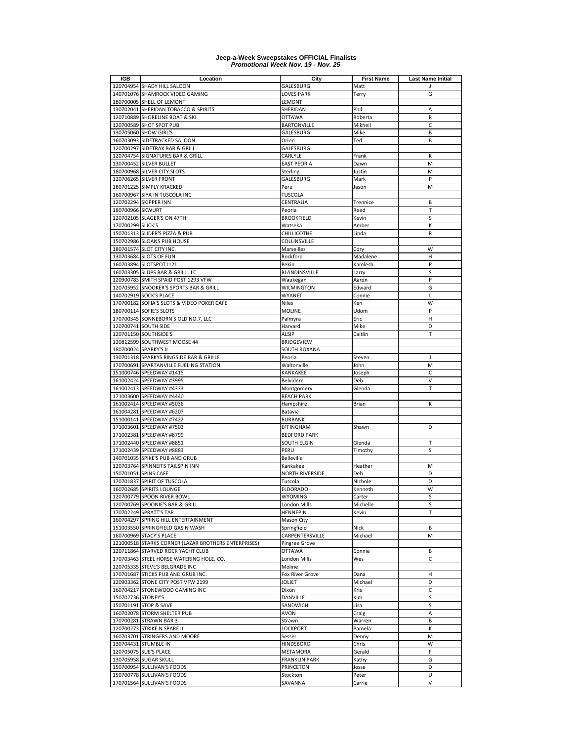**Jeep-a-Week Sweepstakes OFFICIAL Finalists**
***Promotional Week Nov. 19 - Nov. 25***

| IGB | Location | City | First Name | Last Name Initial |
|---|---|---|---|---|
| 120704954 | SHADY HILL SALOON | GALESBURG | Matt | J |
| 140701076 | SHAMROCK VIDEO GAMING | LOVES PARK | Terry | G |
| 180700005 | SHELL OF LEMONT | LEMONT | | |
| 130702041 | SHERIDAN TOBACCO & SPIRITS | SHERIDAN | Phil | A |
| 120710889 | SHORELINE BOAT & SKI | OTTAWA | Roberta | R |
| 120700589 | SHOT SPOT PUB | BARTONVILLE | Mikheil | C |
| 130705060 | SHOW GIRL'S | GALESBURG | Mike | B |
| 160703093 | SIDETRACKED SALOON | Orion | Ted | B |
| 120700297 | SIDETRAX BAR & GRILL | GALESBURG | | |
| 120704754 | SIGNATURES BAR & GRILL | CARLYLE | Frank | K |
| 130700452 | SILVER BULLET | EAST PEORIA | Dawn | M |
| 180700968 | SILVER CITY SLOTS | Sterling | Justin | M |
| 120706265 | SILVER FRONT | GALESBURG | Mark | P |
| 180701225 | SIMPLY KRACKED | Peru | Jason | M |
| 160700967 | SIYA IN TUSCOLA INC | TUSCOLA | | |
| 120702294 | SKIPPER INN | CENTRALIA | Trennice | B |
| 180700966 | SKWURT | Peoria | Reed | T |
| 120702105 | SLAGER'S ON 47TH | BROOKFIELD | Kevin | S |
| 170700299 | SLICK'S | Watseka | Amber | K |
| 150701313 | SLIDER'S PIZZA & PUB | CHILLICOTHE | Linda | R |
| 150702986 | SLOANS PUB HOUSE | COLLINSVILLE | | |
| 180701574 | SLOT CITY INC. | Marseilles | Cory | W |
| 130703684 | SLOTS OF FUN | Rockford | Madalene | H |
| 160703894 | SLOTSPOT1121 | Pekin | Kamlesh | P |
| 160703305 | SLUPS BAR & GRILL LLC | BLANDINSVILLE | Larry | S |
| 120900783 | SMITH SPAID POST 1293 VFW | Waukegan | Aaron | P |
| 120705952 | SNOOKER'S SPORTS BAR & GRILL | WILMINGTON | Edward | G |
| 140702919 | SOCK'S PLACE | WYANET | Connie | L |
| 170700182 | SOFIA'S SLOTS & VIDEO POKER CAFE | Niles | Ken | W |
| 180700114 | SOFIE'S SLOTS | MOLINE | Udom | P |
| 170700345 | SONNEBORN'S OLD NO.7, LLC | Palmyra | Eric | H |
| 120700741 | SOUTH SIDE | Harvard | Mike | D |
| 120701150 | SOUTHSIDE'S | ALSIP | Caitlin | T |
| 120812599 | SOUTHWEST MOOSE 44 | BRIDGEVIEW | | |
| 180700024 | SPARKY'S II | SOUTH ROXANA | | |
| 130701318 | SPARKYS RINGSIDE BAR & GRILLE | Peoria | Steven | J |
| 170700691 | SPARTANVILLE FUELING STATION | Waltonville | John | M |
| 151000746 | SPEEDWAY #1415 | KANKAKEE | Joseph | C |
| 161002424 | SPEEDWAY #3995 | Belvidere | Deb | V |
| 161002413 | SPEEDWAY #4333 | Montgomery | Glenda | T |
| 171003600 | SPEEDWAY #4440 | BEACH PARK | | |
| 161002414 | SPEEDWAY #5036 | Hampshire | Brian | K |
| 161004281 | SPEEDWAY #6207 | Batavia | | |
| 151000141 | SPEEDWAY #7422 | BURBANK | | |
| 171003601 | SPEEDWAY #7503 | EFFINGHAM | Shawn | D |
| 171002381 | SPEEDWAY #8799 | BEDFORD PARK | | |
| 171002440 | SPEEDWAY #8851 | SOUTH ELGIN | Glenda | T |
| 171002439 | SPEEDWAY #8883 | PERU | Timothy | S |
| 140701035 | SPIKE'S PUB AND GRUB | Belleville | | |
| 120703764 | SPINNER'S TAILSPIN INN | Kankakee | Heather | M |
| 150701051 | SPINS CAFE | NORTH RIVERSIDE | Deb | D |
| 170701837 | SPIRIT OF TUSCOLA | Tuscola | Nichole | D |
| 160702685 | SPIRITS LOUNGE | ELDORADO | Kenneth | W |
| 120700779 | SPOON RIVER BOWL | WYOMING | Carter | S |
| 120700769 | SPOONIE'S BAR & GRILL | London Mills | Michelle | S |
| 170702249 | SPRATT'S TAP | HENNEPIN | Kevin | T |
| 160704297 | SPRING HILL ENTERTAINMENT | Mason City | | |
| 151003550 | SPRINGFIELD GAS N WASH | Springfield | Nick | B |
| 160700969 | STACY'S PLACE | CARPENTERSVILLE | Michael | M |
| 121000518 | STARKS CORNER (LAZAR BROTHERS ENTERPRISES) | Pingree Grove | | |
| 120711864 | STARVED ROCK YACHT CLUB | OTTAWA | Connie | B |
| 170703463 | STEEL HORSE WATERING HOLE, CO. | London Mills | Wes | C |
| 120705335 | STEVE'S BELGRADE INC | Moline | | |
| 170701687 | STICKS PUB AND GRUB INC. | Fox River Grove | Dana | H |
| 120903362 | STONE CITY POST VFW 2199 | JOLIET | Michael | D |
| 160704217 | STONEWOOD GAMING INC | Dixon | Kris | C |
| 150702736 | STONEY'S | DANVILLE | Kim | S |
| 150701191 | STOP & SAVE | SANDWICH | Lisa | S |
| 160702078 | STORM SHELTER PUB | AVON | Craig | A |
| 170700281 | STRAWN BAR 3 | Strawn | Warren | B |
| 120700273 | STRIKE N SPARE II | LOCKPORT | Pamela | K |
| 160703701 | STRINGERS AND MOORE | Sesser | Denny | M |
| 130704431 | STUMBLE IN | HINDSBORO | Chris | W |
| 120705075 | SUE'S PLACE | METAMORA | Gerald | F |
| 130705958 | SUGAR SKULL | FRANKLIN PARK | Kathy | G |
| 150700954 | SULLIVAN'S FOODS | PRINCETON | Jesse | D |
| 150700778 | SULLIVAN'S FOODS | Stockton | Peter | U |
| 170701564 | SULLIVAN'S FOODS | SAVANNA | Carrie | V |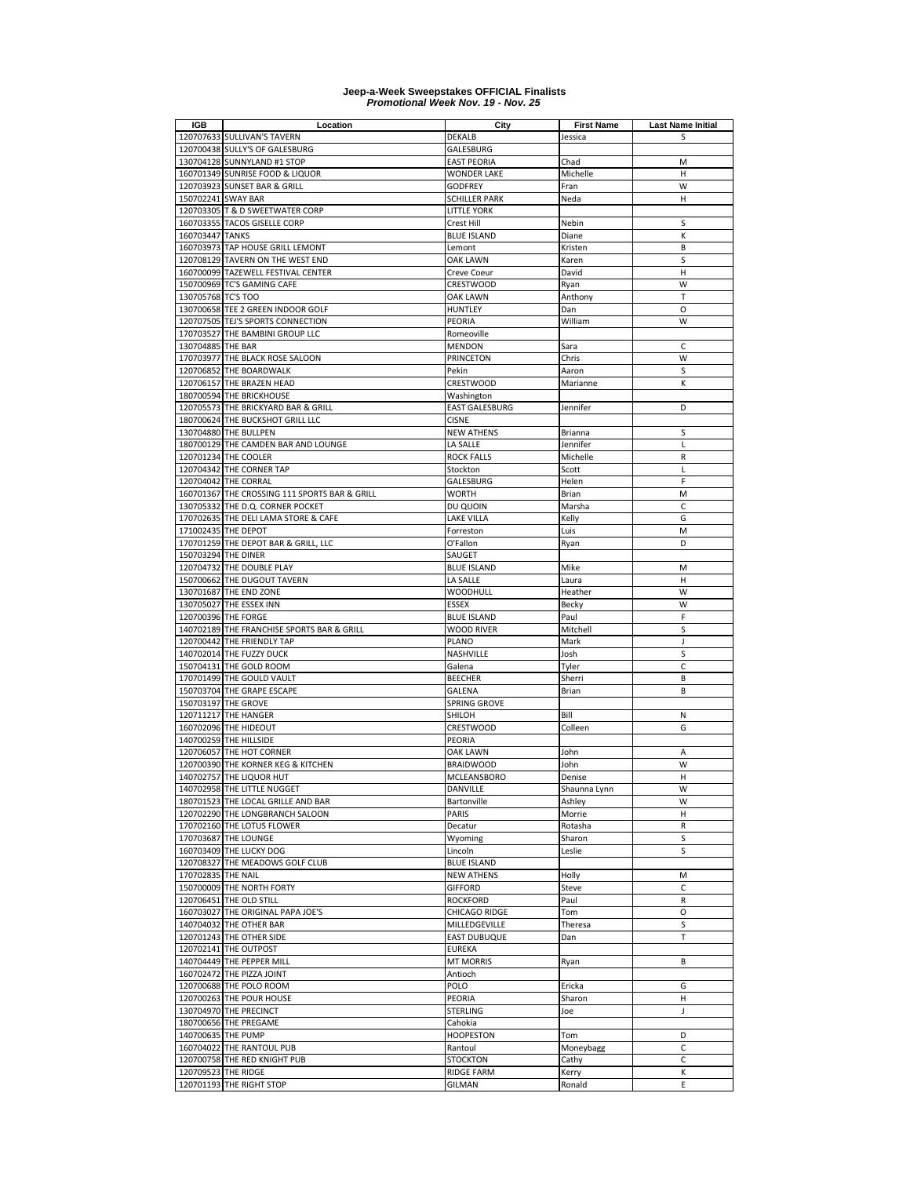# Jeep-a-Week Sweepstakes OFFICIAL Finalists
***Promotional Week Nov. 19 - Nov. 25***

| IGB | Location | City | First Name | Last Name Initial |
|---|---|---|---|---|
| 120707633 | SULLIVAN'S TAVERN | DEKALB | Jessica | S |
| 120700438 | SULLY'S OF GALESBURG | GALESBURG | | |
| 130704128 | SUNNYLAND #1 STOP | EAST PEORIA | Chad | M |
| 160701349 | SUNRISE FOOD & LIQUOR | WONDER LAKE | Michelle | H |
| 120703923 | SUNSET BAR & GRILL | GODFREY | Fran | W |
| 150702241 | SWAY BAR | SCHILLER PARK | Neda | H |
| 120703305 | T & D SWEETWATER CORP | LITTLE YORK | | |
| 160703355 | TACOS GISELLE CORP | Crest Hill | Nebin | S |
| 160703447 | TANKS | BLUE ISLAND | Diane | K |
| 160703973 | TAP HOUSE GRILL LEMONT | Lemont | Kristen | B |
| 120708129 | TAVERN ON THE WEST END | OAK LAWN | Karen | S |
| 160700099 | TAZEWELL FESTIVAL CENTER | Creve Coeur | David | H |
| 150700969 | TC'S GAMING CAFE | CRESTWOOD | Ryan | W |
| 130705768 | TC'S TOO | OAK LAWN | Anthony | T |
| 130700658 | TEE 2 GREEN INDOOR GOLF | HUNTLEY | Dan | O |
| 120707505 | TEJ'S SPORTS CONNECTION | PEORIA | William | W |
| 170703527 | THE BAMBINI GROUP LLC | Romeoville | | |
| 130704885 | THE BAR | MENDON | Sara | C |
| 170703977 | THE BLACK ROSE SALOON | PRINCETON | Chris | W |
| 120706852 | THE BOARDWALK | Pekin | Aaron | S |
| 120706157 | THE BRAZEN HEAD | CRESTWOOD | Marianne | K |
| 180700594 | THE BRICKHOUSE | Washington | | |
| 120705573 | THE BRICKYARD BAR & GRILL | EAST GALESBURG | Jennifer | D |
| 180700624 | THE BUCKSHOT GRILL LLC | CISNE | | |
| 130704880 | THE BULLPEN | NEW ATHENS | Brianna | S |
| 180700129 | THE CAMDEN BAR AND LOUNGE | LA SALLE | Jennifer | L |
| 120701234 | THE COOLER | ROCK FALLS | Michelle | R |
| 120704342 | THE CORNER TAP | Stockton | Scott | L |
| 120704042 | THE CORRAL | GALESBURG | Helen | F |
| 160701367 | THE CROSSING 111 SPORTS BAR & GRILL | WORTH | Brian | M |
| 130705332 | THE D.Q. CORNER POCKET | DU QUOIN | Marsha | C |
| 170702635 | THE DELI LAMA STORE & CAFE | LAKE VILLA | Kelly | G |
| 171002435 | THE DEPOT | Forreston | Luis | M |
| 170701259 | THE DEPOT BAR & GRILL, LLC | O'Fallon | Ryan | D |
| 150703294 | THE DINER | SAUGET | | |
| 120704732 | THE DOUBLE PLAY | BLUE ISLAND | Mike | M |
| 150700662 | THE DUGOUT TAVERN | LA SALLE | Laura | H |
| 130701687 | THE END ZONE | WOODHULL | Heather | W |
| 130705027 | THE ESSEX INN | ESSEX | Becky | W |
| 120700396 | THE FORGE | BLUE ISLAND | Paul | F |
| 140702189 | THE FRANCHISE SPORTS BAR & GRILL | WOOD RIVER | Mitchell | S |
| 120700442 | THE FRIENDLY TAP | PLANO | Mark | J |
| 140702014 | THE FUZZY DUCK | NASHVILLE | Josh | S |
| 150704131 | THE GOLD ROOM | Galena | Tyler | C |
| 170701499 | THE GOULD VAULT | BEECHER | Sherri | B |
| 150703704 | THE GRAPE ESCAPE | GALENA | Brian | B |
| 150703197 | THE GROVE | SPRING GROVE | | |
| 120711217 | THE HANGER | SHILOH | Bill | N |
| 160702096 | THE HIDEOUT | CRESTWOOD | Colleen | G |
| 140700259 | THE HILLSIDE | PEORIA | | |
| 120706057 | THE HOT CORNER | OAK LAWN | John | A |
| 120700390 | THE KORNER KEG & KITCHEN | BRAIDWOOD | John | W |
| 140702757 | THE LIQUOR HUT | MCLEANSBORO | Denise | H |
| 140702958 | THE LITTLE NUGGET | DANVILLE | Shaunna Lynn | W |
| 180701523 | THE LOCAL GRILLE AND BAR | Bartonville | Ashley | W |
| 120702290 | THE LONGBRANCH SALOON | PARIS | Morrie | H |
| 170702160 | THE LOTUS FLOWER | Decatur | Rotasha | R |
| 170703687 | THE LOUNGE | Wyoming | Sharon | S |
| 160703409 | THE LUCKY DOG | Lincoln | Leslie | S |
| 120708327 | THE MEADOWS GOLF CLUB | BLUE ISLAND | | |
| 170702835 | THE NAIL | NEW ATHENS | Holly | M |
| 150700009 | THE NORTH FORTY | GIFFORD | Steve | C |
| 120706451 | THE OLD STILL | ROCKFORD | Paul | R |
| 160703027 | THE ORIGINAL PAPA JOE'S | CHICAGO RIDGE | Tom | O |
| 140704032 | THE OTHER BAR | MILLEDGEVILLE | Theresa | S |
| 120701243 | THE OTHER SIDE | EAST DUBUQUE | Dan | T |
| 120702141 | THE OUTPOST | EUREKA | | |
| 140704449 | THE PEPPER MILL | MT MORRIS | Ryan | B |
| 160702472 | THE PIZZA JOINT | Antioch | | |
| 120700688 | THE POLO ROOM | POLO | Ericka | G |
| 120700263 | THE POUR HOUSE | PEORIA | Sharon | H |
| 130704970 | THE PRECINCT | STERLING | Joe | J |
| 180700656 | THE PREGAME | Cahokia | | |
| 140700635 | THE PUMP | HOOPESTON | Tom | D |
| 160704022 | THE RANTOUL PUB | Rantoul | Moneybagg | C |
| 120700758 | THE RED KNIGHT PUB | STOCKTON | Cathy | C |
| 120709523 | THE RIDGE | RIDGE FARM | Kerry | K |
| 120701193 | THE RIGHT STOP | GILMAN | Ronald | E |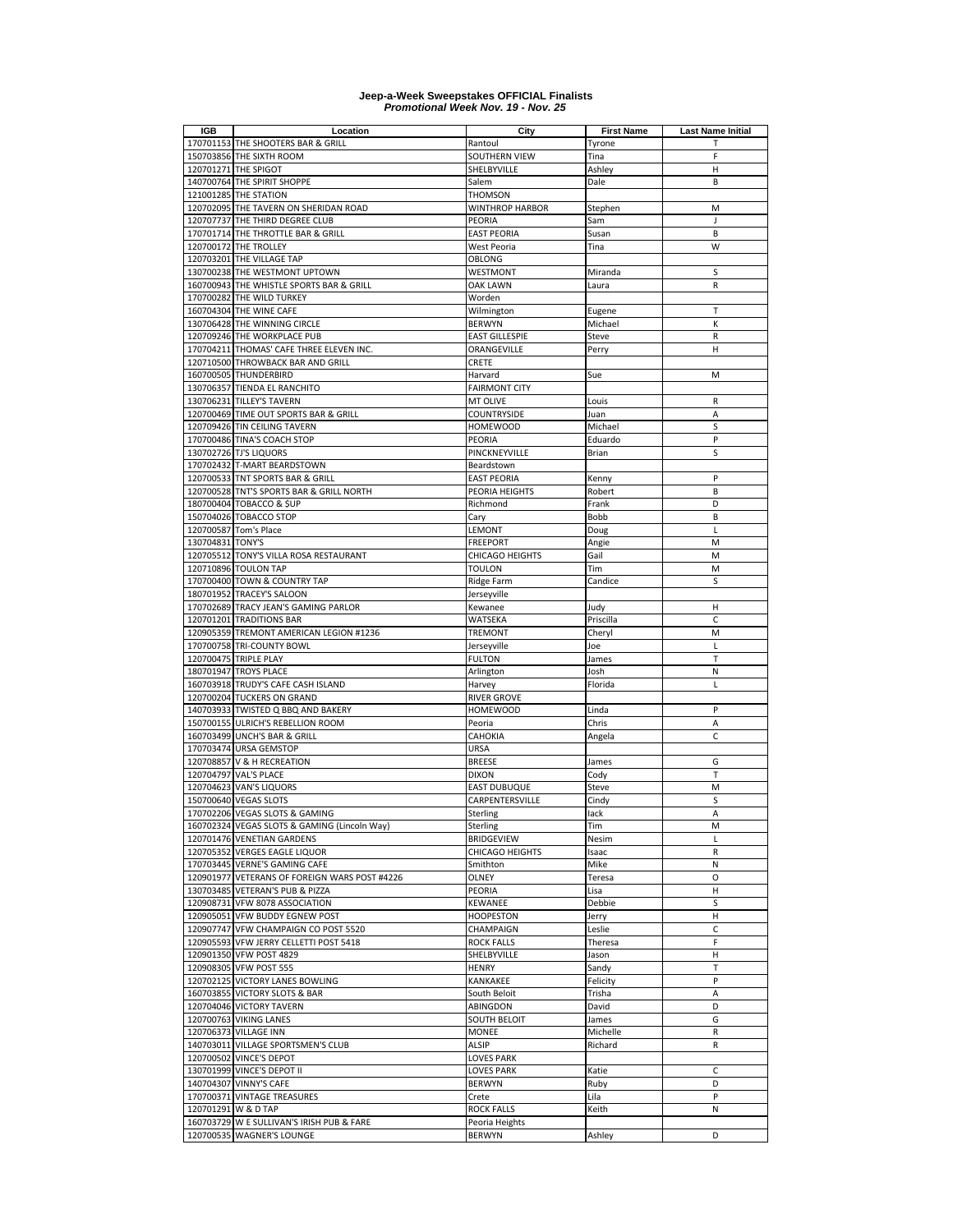**Jeep-a-Week Sweepstakes OFFICIAL Finalists**
***Promotional Week Nov. 19 - Nov. 25***

| IGB | Location | City | First Name | Last Name Initial |
|---|---|---|---|---|
| 170701153 | THE SHOOTERS BAR & GRILL | Rantoul | Tyrone | T |
| 150703856 | THE SIXTH ROOM | SOUTHERN VIEW | Tina | F |
| 120701271 | THE SPIGOT | SHELBYVILLE | Ashley | H |
| 140700764 | THE SPIRIT SHOPPE | Salem | Dale | B |
| 121001285 | THE STATION | THOMSON | | |
| 120702095 | THE TAVERN ON SHERIDAN ROAD | WINTHROP HARBOR | Stephen | M |
| 120707737 | THE THIRD DEGREE CLUB | PEORIA | Sam | J |
| 170701714 | THE THROTTLE BAR & GRILL | EAST PEORIA | Susan | B |
| 120700172 | THE TROLLEY | West Peoria | Tina | W |
| 120703201 | THE VILLAGE TAP | OBLONG | | |
| 130700238 | THE WESTMONT UPTOWN | WESTMONT | Miranda | S |
| 160700943 | THE WHISTLE SPORTS BAR & GRILL | OAK LAWN | Laura | R |
| 170700282 | THE WILD TURKEY | Worden | | |
| 160704304 | THE WINE CAFE | Wilmington | Eugene | T |
| 130706428 | THE WINNING CIRCLE | BERWYN | Michael | K |
| 120709246 | THE WORKPLACE PUB | EAST GILLESPIE | Steve | R |
| 170704211 | THOMAS' CAFE THREE ELEVEN INC. | ORANGEVILLE | Perry | H |
| 120710500 | THROWBACK BAR AND GRILL | CRETE | | |
| 160700505 | THUNDERBIRD | Harvard | Sue | M |
| 130706357 | TIENDA EL RANCHITO | FAIRMONT CITY | | |
| 130706231 | TILLEY'S TAVERN | MT OLIVE | Louis | R |
| 120700469 | TIME OUT SPORTS BAR & GRILL | COUNTRYSIDE | Juan | A |
| 120709426 | TIN CEILING TAVERN | HOMEWOOD | Michael | S |
| 170700486 | TINA'S COACH STOP | PEORIA | Eduardo | P |
| 130702726 | TJ'S LIQUORS | PINCKNEYVILLE | Brian | S |
| 170702432 | T-MART BEARDSTOWN | Beardstown | | |
| 120700533 | TNT SPORTS BAR & GRILL | EAST PEORIA | Kenny | P |
| 120700528 | TNT'S SPORTS BAR & GRILL NORTH | PEORIA HEIGHTS | Robert | B |
| 180700404 | TOBACCO & $UP | Richmond | Frank | D |
| 150704026 | TOBACCO STOP | Cary | Bobb | B |
| 120700587 | Tom's Place | LEMONT | Doug | L |
| 130704831 | TONY'S | FREEPORT | Angie | M |
| 120705512 | TONY'S VILLA ROSA RESTAURANT | CHICAGO HEIGHTS | Gail | M |
| 120710896 | TOULON TAP | TOULON | Tim | M |
| 170700400 | TOWN & COUNTRY TAP | Ridge Farm | Candice | S |
| 180701952 | TRACEY'S SALOON | Jerseyville | | |
| 170702689 | TRACY JEAN'S GAMING PARLOR | Kewanee | Judy | H |
| 120701201 | TRADITIONS BAR | WATSEKA | Priscilla | C |
| 120905359 | TREMONT AMERICAN LEGION #1236 | TREMONT | Cheryl | M |
| 170700758 | TRI-COUNTY BOWL | Jerseyville | Joe | L |
| 120700475 | TRIPLE PLAY | FULTON | James | T |
| 180701947 | TROYS PLACE | Arlington | Josh | N |
| 160703918 | TRUDY'S CAFE CASH ISLAND | Harvey | Florida | L |
| 120700204 | TUCKERS ON GRAND | RIVER GROVE | | |
| 140703933 | TWISTED Q BBQ AND BAKERY | HOMEWOOD | Linda | P |
| 150700155 | ULRICH'S REBELLION ROOM | Peoria | Chris | A |
| 160703499 | UNCH'S BAR & GRILL | CAHOKIA | Angela | C |
| 170703474 | URSA GEMSTOP | URSA | | |
| 120708857 | V & H RECREATION | BREESE | James | G |
| 120704797 | VAL'S PLACE | DIXON | Cody | T |
| 120704623 | VAN'S LIQUORS | EAST DUBUQUE | Steve | M |
| 150700640 | VEGAS SLOTS | CARPENTERSVILLE | Cindy | S |
| 170702206 | VEGAS SLOTS & GAMING | Sterling | Iack | A |
| 160702324 | VEGAS SLOTS & GAMING (Lincoln Way) | Sterling | Tim | M |
| 120701476 | VENETIAN GARDENS | BRIDGEVIEW | Nesim | L |
| 120705352 | VERGES EAGLE LIQUOR | CHICAGO HEIGHTS | Isaac | R |
| 170703445 | VERNE'S GAMING CAFE | Smithton | Mike | N |
| 120901977 | VETERANS OF FOREIGN WARS POST #4226 | OLNEY | Teresa | O |
| 130703485 | VETERAN'S PUB & PIZZA | PEORIA | Lisa | H |
| 120908731 | VFW 8078 ASSOCIATION | KEWANEE | Debbie | S |
| 120905051 | VFW BUDDY EGNEW POST | HOOPESTON | Jerry | H |
| 120907747 | VFW CHAMPAIGN CO POST 5520 | CHAMPAIGN | Leslie | C |
| 120905593 | VFW JERRY CELLETTI POST 5418 | ROCK FALLS | Theresa | F |
| 120901350 | VFW POST 4829 | SHELBYVILLE | Jason | H |
| 120908305 | VFW POST 555 | HENRY | Sandy | T |
| 120702125 | VICTORY LANES BOWLING | KANKAKEE | Felicity | P |
| 160703855 | VICTORY SLOTS & BAR | South Beloit | Trisha | A |
| 120704046 | VICTORY TAVERN | ABINGDON | David | D |
| 120700763 | VIKING LANES | SOUTH BELOIT | James | G |
| 120706373 | VILLAGE INN | MONEE | Michelle | R |
| 140703011 | VILLAGE SPORTSMEN'S CLUB | ALSIP | Richard | R |
| 120700502 | VINCE'S DEPOT | LOVES PARK | | |
| 130701999 | VINCE'S DEPOT II | LOVES PARK | Katie | C |
| 140704307 | VINNY'S CAFE | BERWYN | Ruby | D |
| 170700371 | VINTAGE TREASURES | Crete | Lila | P |
| 120701291 | W & D TAP | ROCK FALLS | Keith | N |
| 160703729 | W E SULLIVAN'S IRISH PUB & FARE | Peoria Heights | | |
| 120700535 | WAGNER'S LOUNGE | BERWYN | Ashley | D |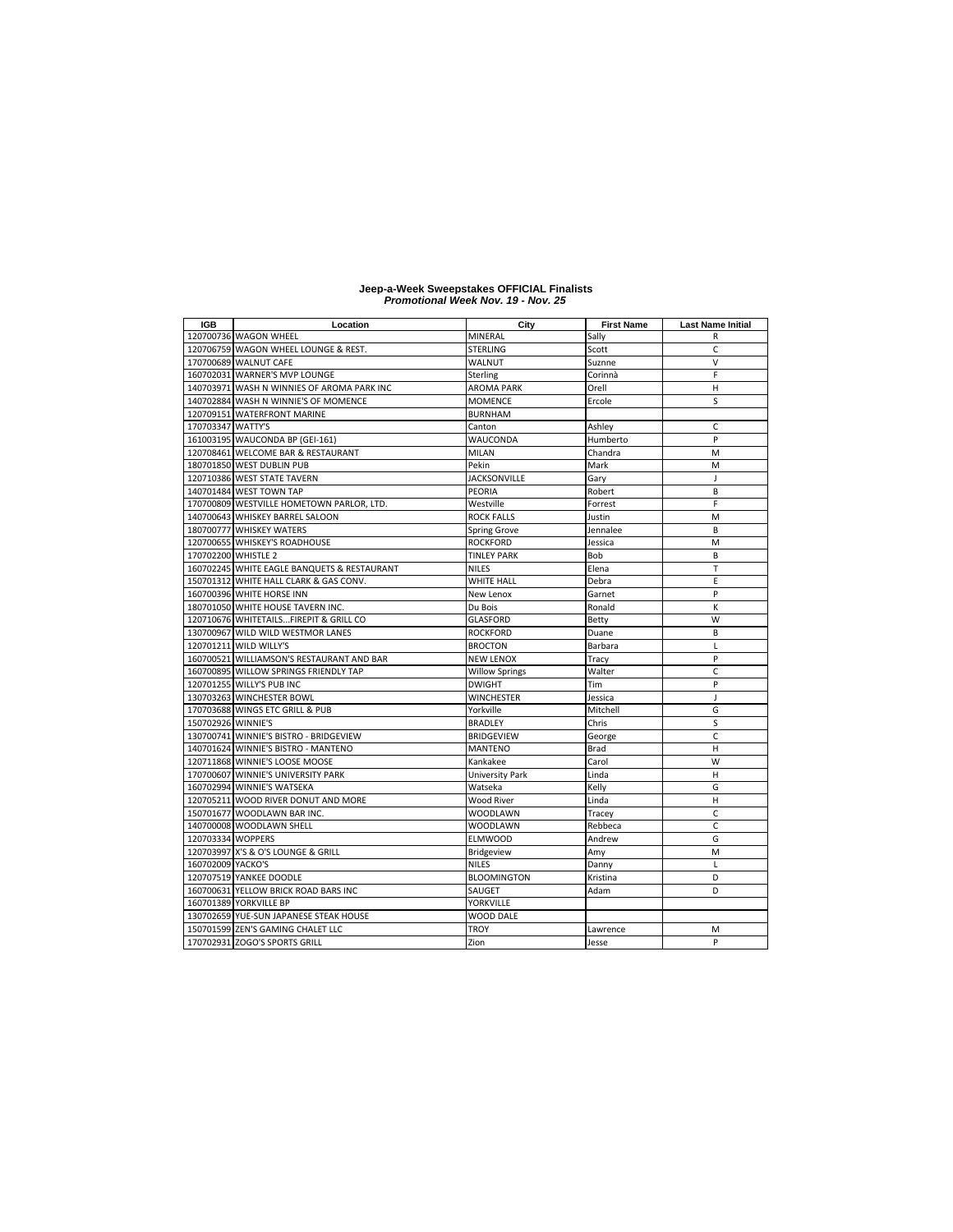**Jeep-a-Week Sweepstakes OFFICIAL Finalists**
***Promotional Week Nov. 19 - Nov. 25***

| IGB | Location | City | First Name | Last Name Initial |
|---|---|---|---|---|
| 120700736 | WAGON WHEEL | MINERAL | Sally | R |
| 120706759 | WAGON WHEEL LOUNGE & REST. | STERLING | Scott | C |
| 170700689 | WALNUT CAFE | WALNUT | Suznne | V |
| 160702031 | WARNER'S MVP LOUNGE | Sterling | Corinnà | F |
| 140703971 | WASH N WINNIES OF AROMA PARK INC | AROMA PARK | Orell | H |
| 140702884 | WASH N WINNIE'S OF MOMENCE | MOMENCE | Ercole | S |
| 120709151 | WATERFRONT MARINE | BURNHAM | | |
| 170703347 | WATTY'S | Canton | Ashley | C |
| 161003195 | WAUCONDA BP (GEI-161) | WAUCONDA | Humberto | P |
| 120708461 | WELCOME BAR & RESTAURANT | MILAN | Chandra | M |
| 180701850 | WEST DUBLIN PUB | Pekin | Mark | M |
| 120710386 | WEST STATE TAVERN | JACKSONVILLE | Gary | J |
| 140701484 | WEST TOWN TAP | PEORIA | Robert | B |
| 170700809 | WESTVILLE HOMETOWN PARLOR, LTD. | Westville | Forrest | F |
| 140700643 | WHISKEY BARREL SALOON | ROCK FALLS | Justin | M |
| 180700777 | WHISKEY WATERS | Spring Grove | Jennalee | B |
| 120700655 | WHISKEY'S ROADHOUSE | ROCKFORD | Jessica | M |
| 170702200 | WHISTLE 2 | TINLEY PARK | Bob | B |
| 160702245 | WHITE EAGLE BANQUETS & RESTAURANT | NILES | Elena | T |
| 150701312 | WHITE HALL CLARK & GAS CONV. | WHITE HALL | Debra | E |
| 160700396 | WHITE HORSE INN | New Lenox | Garnet | P |
| 180701050 | WHITE HOUSE TAVERN INC. | Du Bois | Ronald | K |
| 120710676 | WHITETAILS...FIREPIT & GRILL CO | GLASFORD | Betty | W |
| 130700967 | WILD WILD WESTMOR LANES | ROCKFORD | Duane | B |
| 120701211 | WILD WILLY'S | BROCTON | Barbara | L |
| 160700521 | WILLIAMSON'S RESTAURANT AND BAR | NEW LENOX | Tracy | P |
| 160700895 | WILLOW SPRINGS FRIENDLY TAP | Willow Springs | Walter | C |
| 120701255 | WILLY'S PUB INC | DWIGHT | Tim | P |
| 130703263 | WINCHESTER BOWL | WINCHESTER | Jessica | J |
| 170703688 | WINGS ETC GRILL & PUB | Yorkville | Mitchell | G |
| 150702926 | WINNIE'S | BRADLEY | Chris | S |
| 130700741 | WINNIE'S BISTRO - BRIDGEVIEW | BRIDGEVIEW | George | C |
| 140701624 | WINNIE'S BISTRO - MANTENO | MANTENO | Brad | H |
| 120711868 | WINNIE'S LOOSE MOOSE | Kankakee | Carol | W |
| 170700607 | WINNIE'S UNIVERSITY PARK | University Park | Linda | H |
| 160702994 | WINNIE'S WATSEKA | Watseka | Kelly | G |
| 120705211 | WOOD RIVER DONUT AND MORE | Wood River | Linda | H |
| 150701677 | WOODLAWN BAR INC. | WOODLAWN | Tracey | C |
| 140700008 | WOODLAWN SHELL | WOODLAWN | Rebbeca | C |
| 120703334 | WOPPERS | ELMWOOD | Andrew | G |
| 120703997 | X'S & O'S LOUNGE & GRILL | Bridgeview | Amy | M |
| 160702009 | YACKO'S | NILES | Danny | L |
| 120707519 | YANKEE DOODLE | BLOOMINGTON | Kristina | D |
| 160700631 | YELLOW BRICK ROAD BARS INC | SAUGET | Adam | D |
| 160701389 | YORKVILLE BP | YORKVILLE | | |
| 130702659 | YUE-SUN JAPANESE STEAK HOUSE | WOOD DALE | | |
| 150701599 | ZEN'S GAMING CHALET LLC | TROY | Lawrence | M |
| 170702931 | ZOGO'S SPORTS GRILL | Zion | Jesse | P |